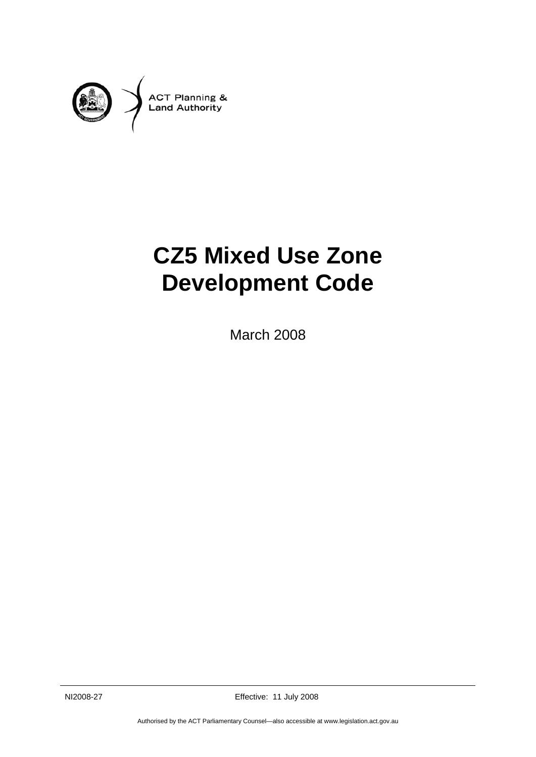ACT Planning & Land Authority

# CZ5 Mixed Use Zone Development Code

March 2008

NI2008-27 Effective: 11 July 2008

Authorised by the ACT Parliamentary Counsel—also accessible at www.legislation.act.gov.au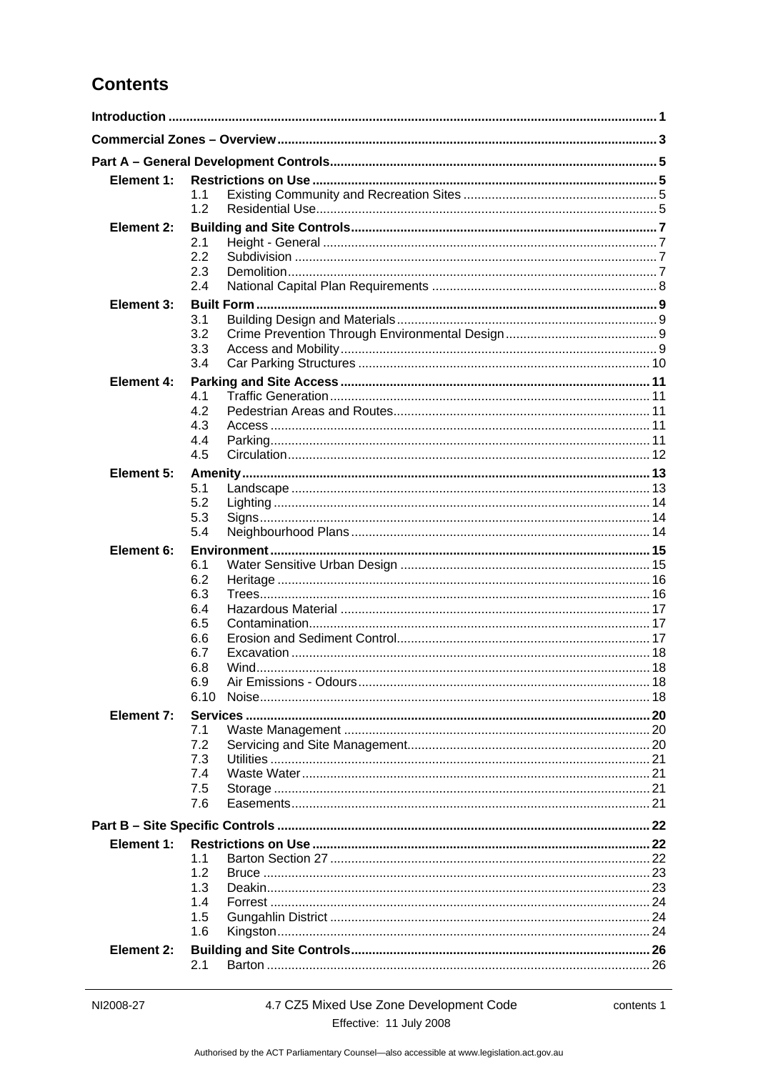# Contents

**Introduction** ........ 1

**Commercial Zones – Overview** ........ 3

**Part A – General Development Controls** ........ 5

**Element 1: Restrictions on Use** ........ 5
- 1.1 Existing Community and Recreation Sites ........ 5
- 1.2 Residential Use ........ 5

**Element 2: Building and Site Controls** ........ 7
- 2.1 Height - General ........ 7
- 2.2 Subdivision ........ 7
- 2.3 Demolition ........ 7
- 2.4 National Capital Plan Requirements ........ 8

**Element 3: Built Form** ........ 9
- 3.1 Building Design and Materials ........ 9
- 3.2 Crime Prevention Through Environmental Design ........ 9
- 3.3 Access and Mobility ........ 9
- 3.4 Car Parking Structures ........ 10

**Element 4: Parking and Site Access** ........ 11
- 4.1 Traffic Generation ........ 11
- 4.2 Pedestrian Areas and Routes ........ 11
- 4.3 Access ........ 11
- 4.4 Parking ........ 11
- 4.5 Circulation ........ 12

**Element 5: Amenity** ........ 13
- 5.1 Landscape ........ 13
- 5.2 Lighting ........ 14
- 5.3 Signs ........ 14
- 5.4 Neighbourhood Plans ........ 14

**Element 6: Environment** ........ 15
- 6.1 Water Sensitive Urban Design ........ 15
- 6.2 Heritage ........ 16
- 6.3 Trees ........ 16
- 6.4 Hazardous Material ........ 17
- 6.5 Contamination ........ 17
- 6.6 Erosion and Sediment Control ........ 17
- 6.7 Excavation ........ 18
- 6.8 Wind ........ 18
- 6.9 Air Emissions - Odours ........ 18
- 6.10 Noise ........ 18

**Element 7: Services** ........ 20
- 7.1 Waste Management ........ 20
- 7.2 Servicing and Site Management ........ 20
- 7.3 Utilities ........ 21
- 7.4 Waste Water ........ 21
- 7.5 Storage ........ 21
- 7.6 Easements ........ 21

**Part B – Site Specific Controls** ........ 22

**Element 1: Restrictions on Use** ........ 22
- 1.1 Barton Section 27 ........ 22
- 1.2 Bruce ........ 23
- 1.3 Deakin ........ 23
- 1.4 Forrest ........ 24
- 1.5 Gungahlin District ........ 24
- 1.6 Kingston ........ 24

**Element 2: Building and Site Controls** ........ 26
- 2.1 Barton ........ 26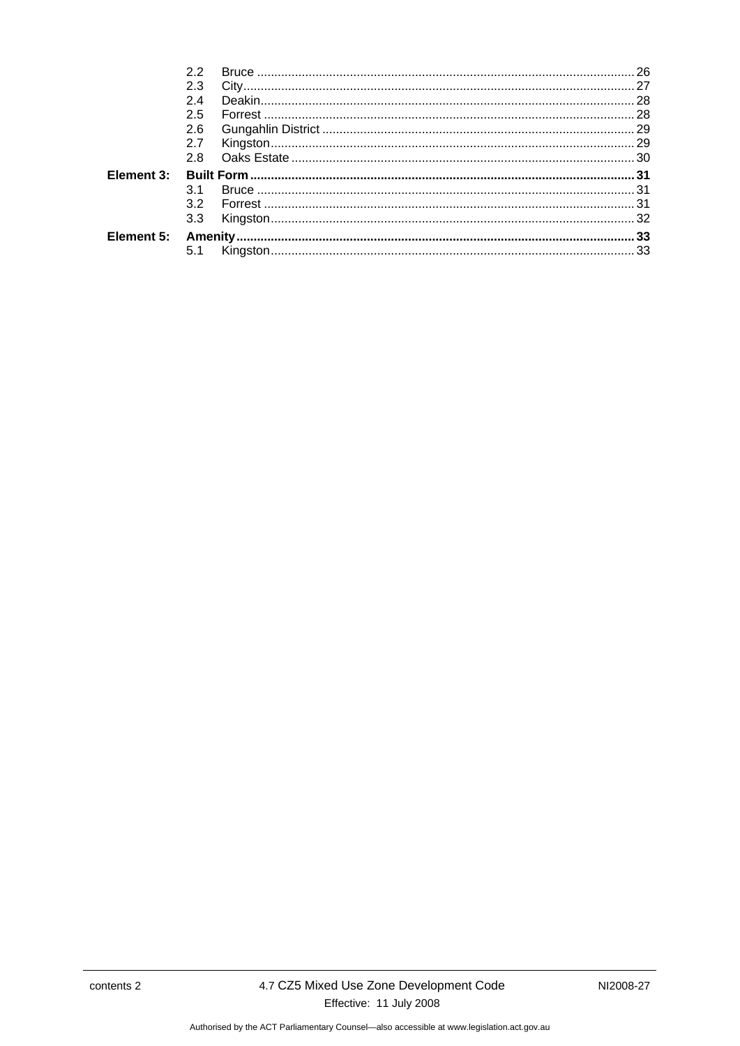| | | |
|---|---|---|
| | 2.2 Bruce | 26 |
| | 2.3 City | 27 |
| | 2.4 Deakin | 28 |
| | 2.5 Forrest | 28 |
| | 2.6 Gungahlin District | 29 |
| | 2.7 Kingston | 29 |
| | 2.8 Oaks Estate | 30 |
| **Element 3:** | **Built Form** | **31** |
| | 3.1 Bruce | 31 |
| | 3.2 Forrest | 31 |
| | 3.3 Kingston | 32 |
| **Element 5:** | **Amenity** | **33** |
| | 5.1 Kingston | 33 |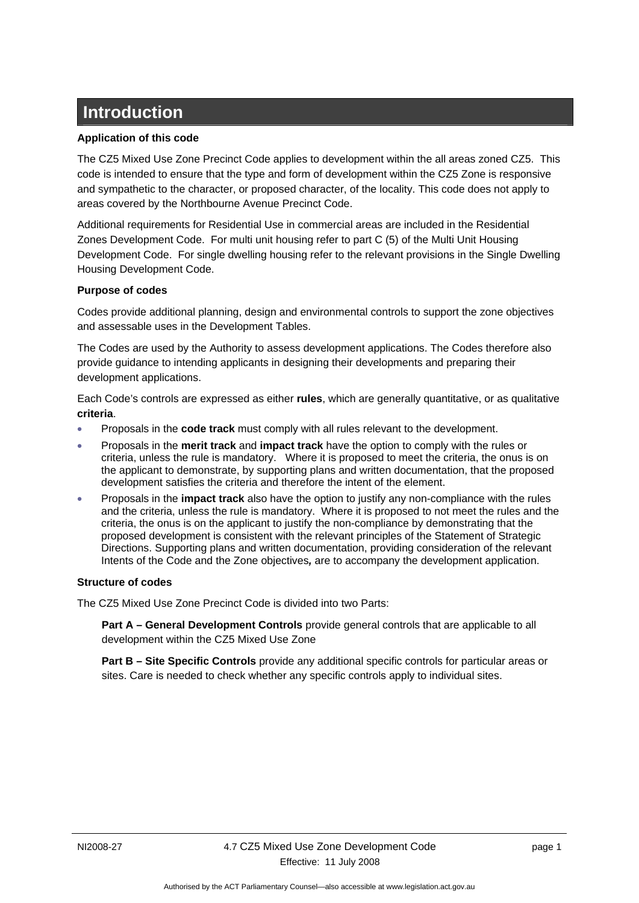# Introduction

**Application of this code**

The CZ5 Mixed Use Zone Precinct Code applies to development within the all areas zoned CZ5. This code is intended to ensure that the type and form of development within the CZ5 Zone is responsive and sympathetic to the character, or proposed character, of the locality. This code does not apply to areas covered by the Northbourne Avenue Precinct Code.

Additional requirements for Residential Use in commercial areas are included in the Residential Zones Development Code. For multi unit housing refer to part C (5) of the Multi Unit Housing Development Code. For single dwelling housing refer to the relevant provisions in the Single Dwelling Housing Development Code.

**Purpose of codes**

Codes provide additional planning, design and environmental controls to support the zone objectives and assessable uses in the Development Tables.

The Codes are used by the Authority to assess development applications. The Codes therefore also provide guidance to intending applicants in designing their developments and preparing their development applications.

Each Code's controls are expressed as either **rules**, which are generally quantitative, or as qualitative **criteria**.

- Proposals in the **code track** must comply with all rules relevant to the development.
- Proposals in the **merit track** and **impact track** have the option to comply with the rules or criteria, unless the rule is mandatory. Where it is proposed to meet the criteria, the onus is on the applicant to demonstrate, by supporting plans and written documentation, that the proposed development satisfies the criteria and therefore the intent of the element.
- Proposals in the **impact track** also have the option to justify any non-compliance with the rules and the criteria, unless the rule is mandatory. Where it is proposed to not meet the rules and the criteria, the onus is on the applicant to justify the non-compliance by demonstrating that the proposed development is consistent with the relevant principles of the Statement of Strategic Directions. Supporting plans and written documentation, providing consideration of the relevant Intents of the Code and the Zone objectives**,** are to accompany the development application.

**Structure of codes**

The CZ5 Mixed Use Zone Precinct Code is divided into two Parts:

**Part A – General Development Controls** provide general controls that are applicable to all development within the CZ5 Mixed Use Zone

**Part B – Site Specific Controls** provide any additional specific controls for particular areas or sites. Care is needed to check whether any specific controls apply to individual sites.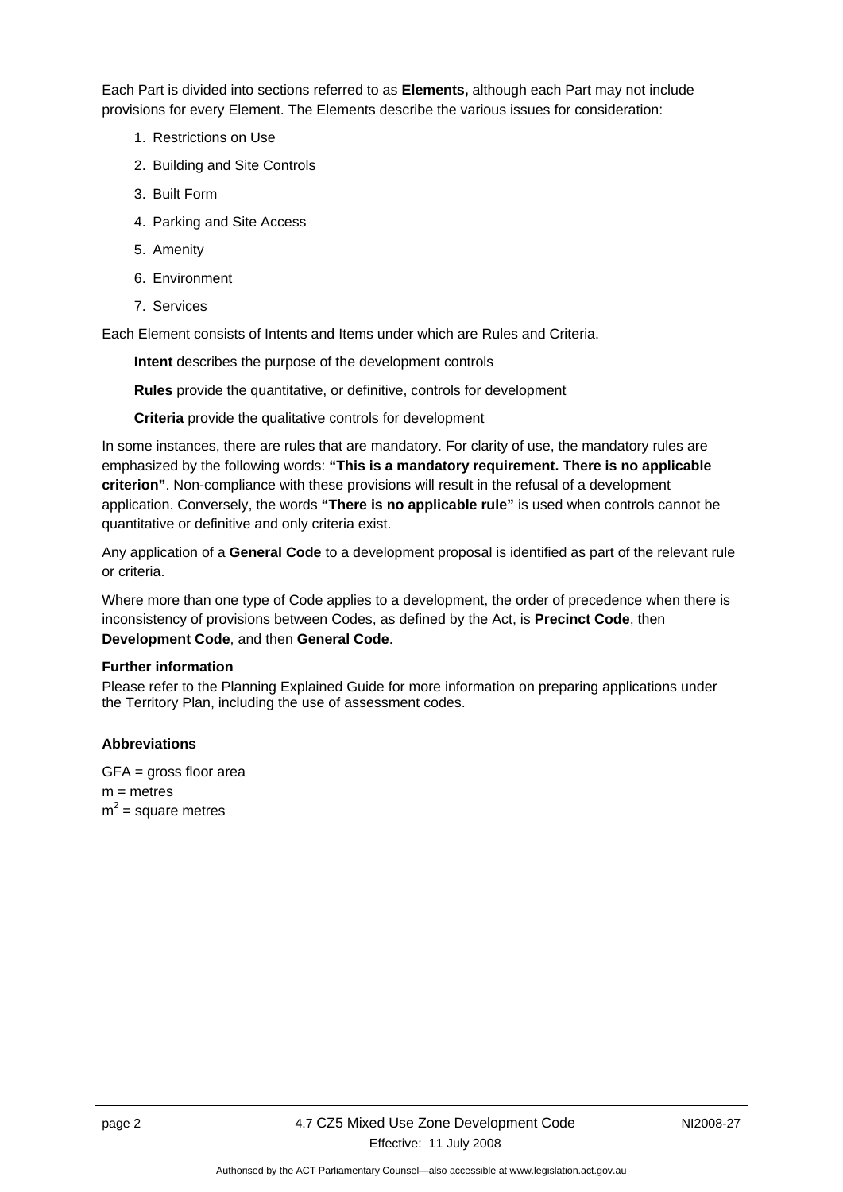Each Part is divided into sections referred to as **Elements,** although each Part may not include provisions for every Element. The Elements describe the various issues for consideration:

1. Restrictions on Use
2. Building and Site Controls
3. Built Form
4. Parking and Site Access
5. Amenity
6. Environment
7. Services

Each Element consists of Intents and Items under which are Rules and Criteria.

**Intent** describes the purpose of the development controls

**Rules** provide the quantitative, or definitive, controls for development

**Criteria** provide the qualitative controls for development

In some instances, there are rules that are mandatory. For clarity of use, the mandatory rules are emphasized by the following words: **"This is a mandatory requirement. There is no applicable criterion"**. Non-compliance with these provisions will result in the refusal of a development application. Conversely, the words **"There is no applicable rule"** is used when controls cannot be quantitative or definitive and only criteria exist.

Any application of a **General Code** to a development proposal is identified as part of the relevant rule or criteria.

Where more than one type of Code applies to a development, the order of precedence when there is inconsistency of provisions between Codes, as defined by the Act, is **Precinct Code**, then **Development Code**, and then **General Code**.

**Further information**

Please refer to the Planning Explained Guide for more information on preparing applications under the Territory Plan, including the use of assessment codes.

**Abbreviations**

GFA = gross floor area
m = metres
$m^2$ = square metres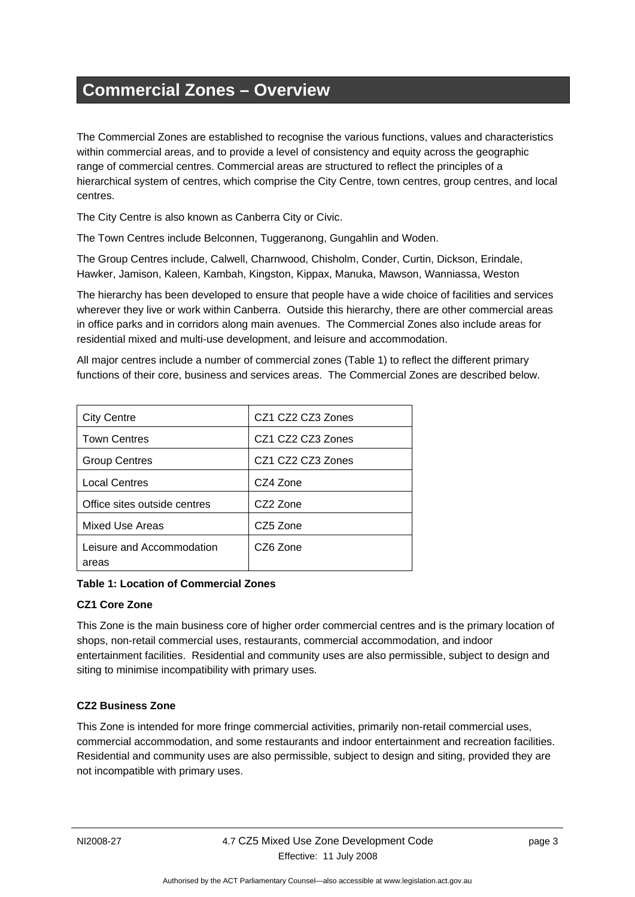# Commercial Zones – Overview

The Commercial Zones are established to recognise the various functions, values and characteristics within commercial areas, and to provide a level of consistency and equity across the geographic range of commercial centres. Commercial areas are structured to reflect the principles of a hierarchical system of centres, which comprise the City Centre, town centres, group centres, and local centres.

The City Centre is also known as Canberra City or Civic.

The Town Centres include Belconnen, Tuggeranong, Gungahlin and Woden.

The Group Centres include, Calwell, Charnwood, Chisholm, Conder, Curtin, Dickson, Erindale, Hawker, Jamison, Kaleen, Kambah, Kingston, Kippax, Manuka, Mawson, Wanniassa, Weston

The hierarchy has been developed to ensure that people have a wide choice of facilities and services wherever they live or work within Canberra. Outside this hierarchy, there are other commercial areas in office parks and in corridors along main avenues. The Commercial Zones also include areas for residential mixed and multi-use development, and leisure and accommodation.

All major centres include a number of commercial zones (Table 1) to reflect the different primary functions of their core, business and services areas. The Commercial Zones are described below.

| | |
|---|---|
| City Centre | CZ1 CZ2 CZ3 Zones |
| Town Centres | CZ1 CZ2 CZ3 Zones |
| Group Centres | CZ1 CZ2 CZ3 Zones |
| Local Centres | CZ4 Zone |
| Office sites outside centres | CZ2 Zone |
| Mixed Use Areas | CZ5 Zone |
| Leisure and Accommodation areas | CZ6 Zone |

**Table 1: Location of Commercial Zones**

**CZ1 Core Zone**

This Zone is the main business core of higher order commercial centres and is the primary location of shops, non-retail commercial uses, restaurants, commercial accommodation, and indoor entertainment facilities. Residential and community uses are also permissible, subject to design and siting to minimise incompatibility with primary uses.

**CZ2 Business Zone**

This Zone is intended for more fringe commercial activities, primarily non-retail commercial uses, commercial accommodation, and some restaurants and indoor entertainment and recreation facilities. Residential and community uses are also permissible, subject to design and siting, provided they are not incompatible with primary uses.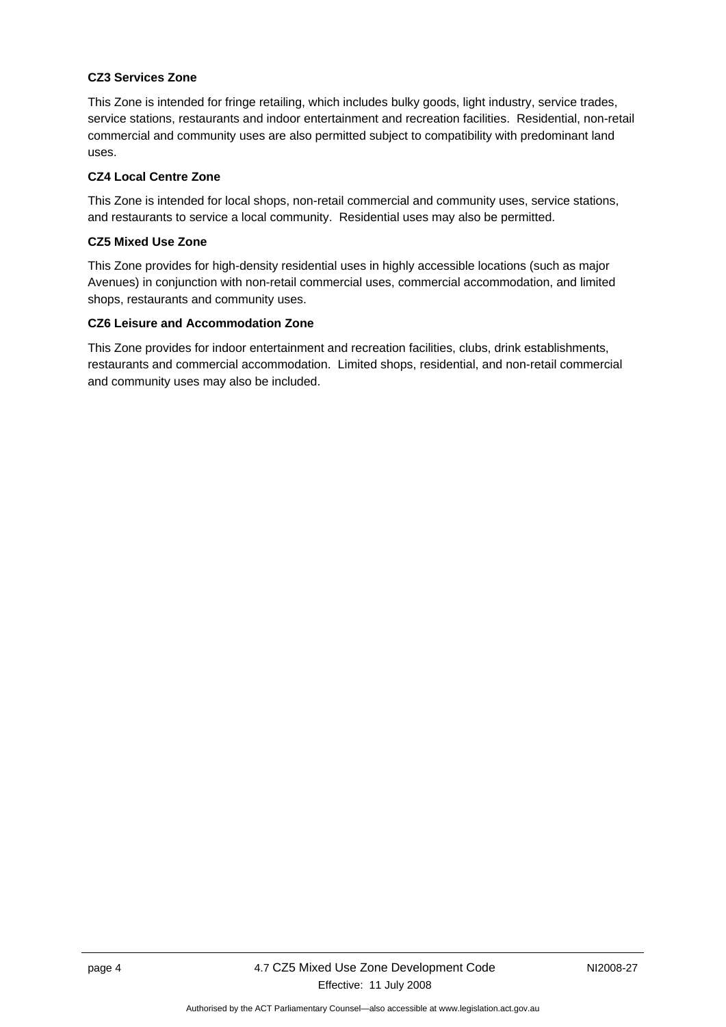**CZ3 Services Zone**

This Zone is intended for fringe retailing, which includes bulky goods, light industry, service trades, service stations, restaurants and indoor entertainment and recreation facilities. Residential, non-retail commercial and community uses are also permitted subject to compatibility with predominant land uses.

**CZ4 Local Centre Zone**

This Zone is intended for local shops, non-retail commercial and community uses, service stations, and restaurants to service a local community. Residential uses may also be permitted.

**CZ5 Mixed Use Zone**

This Zone provides for high-density residential uses in highly accessible locations (such as major Avenues) in conjunction with non-retail commercial uses, commercial accommodation, and limited shops, restaurants and community uses.

**CZ6 Leisure and Accommodation Zone**

This Zone provides for indoor entertainment and recreation facilities, clubs, drink establishments, restaurants and commercial accommodation. Limited shops, residential, and non-retail commercial and community uses may also be included.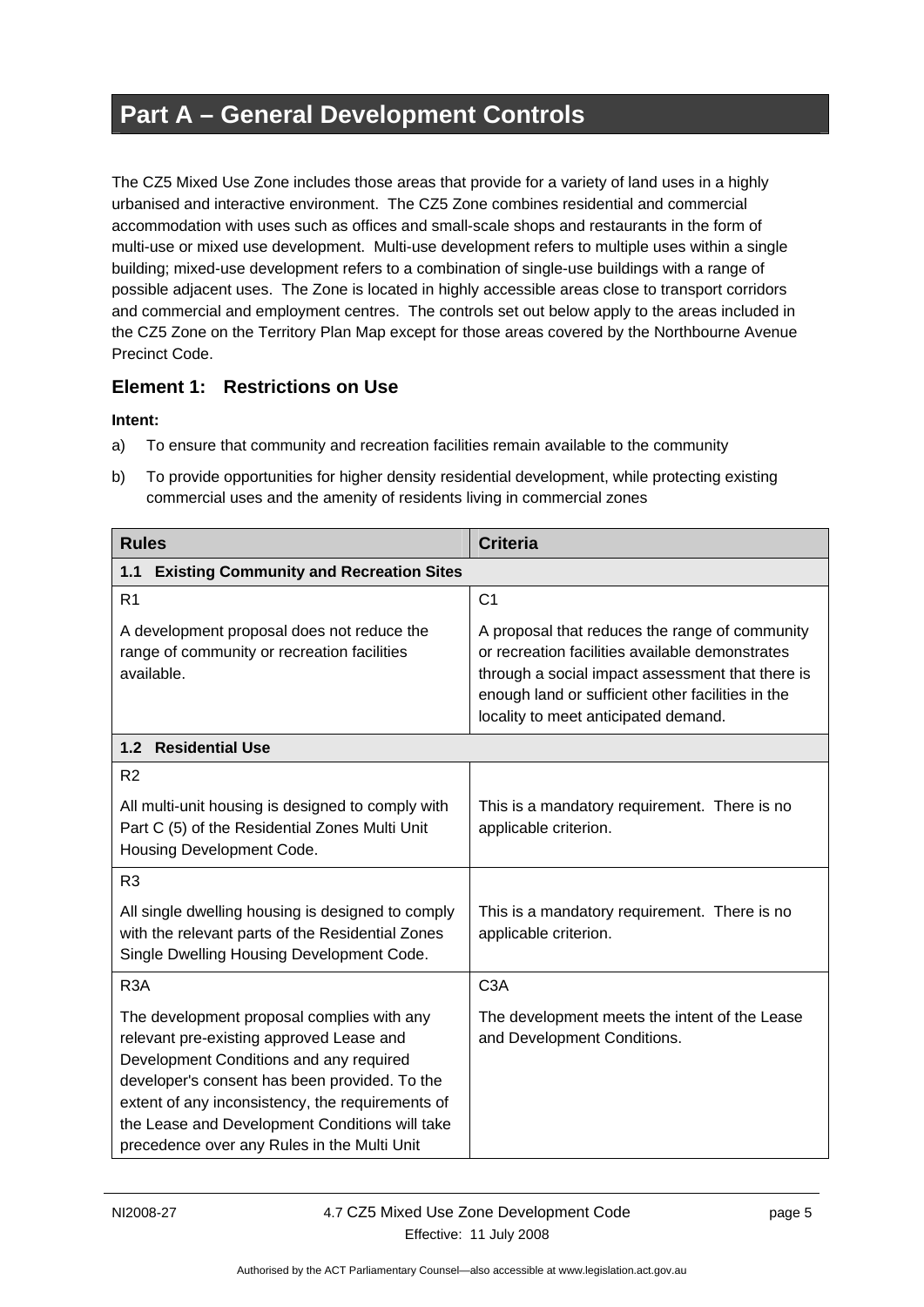# Part A – General Development Controls

The CZ5 Mixed Use Zone includes those areas that provide for a variety of land uses in a highly urbanised and interactive environment. The CZ5 Zone combines residential and commercial accommodation with uses such as offices and small-scale shops and restaurants in the form of multi-use or mixed use development. Multi-use development refers to multiple uses within a single building; mixed-use development refers to a combination of single-use buildings with a range of possible adjacent uses. The Zone is located in highly accessible areas close to transport corridors and commercial and employment centres. The controls set out below apply to the areas included in the CZ5 Zone on the Territory Plan Map except for those areas covered by the Northbourne Avenue Precinct Code.

## Element 1: Restrictions on Use

**Intent:**

a) To ensure that community and recreation facilities remain available to the community

b) To provide opportunities for higher density residential development, while protecting existing commercial uses and the amenity of residents living in commercial zones

| Rules | Criteria |
| --- | --- |
| **1.1 Existing Community and Recreation Sites** | |
| R1<br><br>A development proposal does not reduce the range of community or recreation facilities available. | C1<br><br>A proposal that reduces the range of community or recreation facilities available demonstrates through a social impact assessment that there is enough land or sufficient other facilities in the locality to meet anticipated demand. |
| **1.2 Residential Use** | |
| R2<br><br>All multi-unit housing is designed to comply with Part C (5) of the Residential Zones Multi Unit Housing Development Code. | This is a mandatory requirement. There is no applicable criterion. |
| R3<br><br>All single dwelling housing is designed to comply with the relevant parts of the Residential Zones Single Dwelling Housing Development Code. | This is a mandatory requirement. There is no applicable criterion. |
| R3A<br><br>The development proposal complies with any relevant pre-existing approved Lease and Development Conditions and any required developer's consent has been provided. To the extent of any inconsistency, the requirements of the Lease and Development Conditions will take precedence over any Rules in the Multi Unit | C3A<br><br>The development meets the intent of the Lease and Development Conditions. |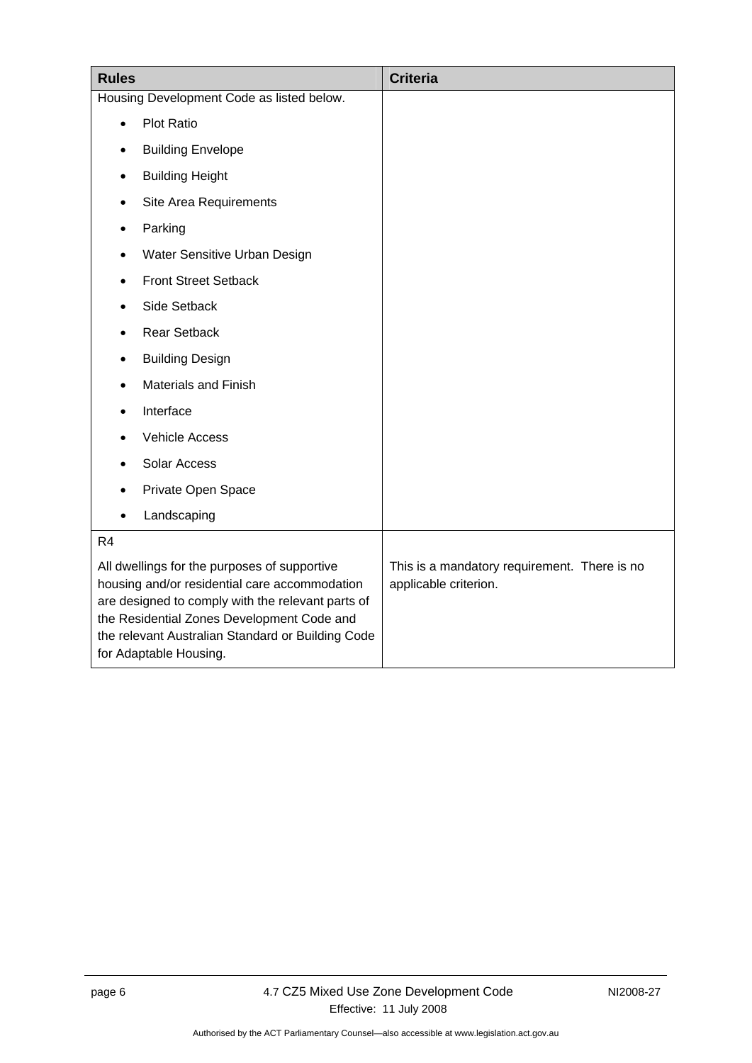| Rules | Criteria |
| --- | --- |
| Housing Development Code as listed below.<br>• Plot Ratio<br>• Building Envelope<br>• Building Height<br>• Site Area Requirements<br>• Parking<br>• Water Sensitive Urban Design<br>• Front Street Setback<br>• Side Setback<br>• Rear Setback<br>• Building Design<br>• Materials and Finish<br>• Interface<br>• Vehicle Access<br>• Solar Access<br>• Private Open Space<br>• Landscaping | |
| R4<br><br>All dwellings for the purposes of supportive housing and/or residential care accommodation are designed to comply with the relevant parts of the Residential Zones Development Code and the relevant Australian Standard or Building Code for Adaptable Housing. | This is a mandatory requirement. There is no applicable criterion. |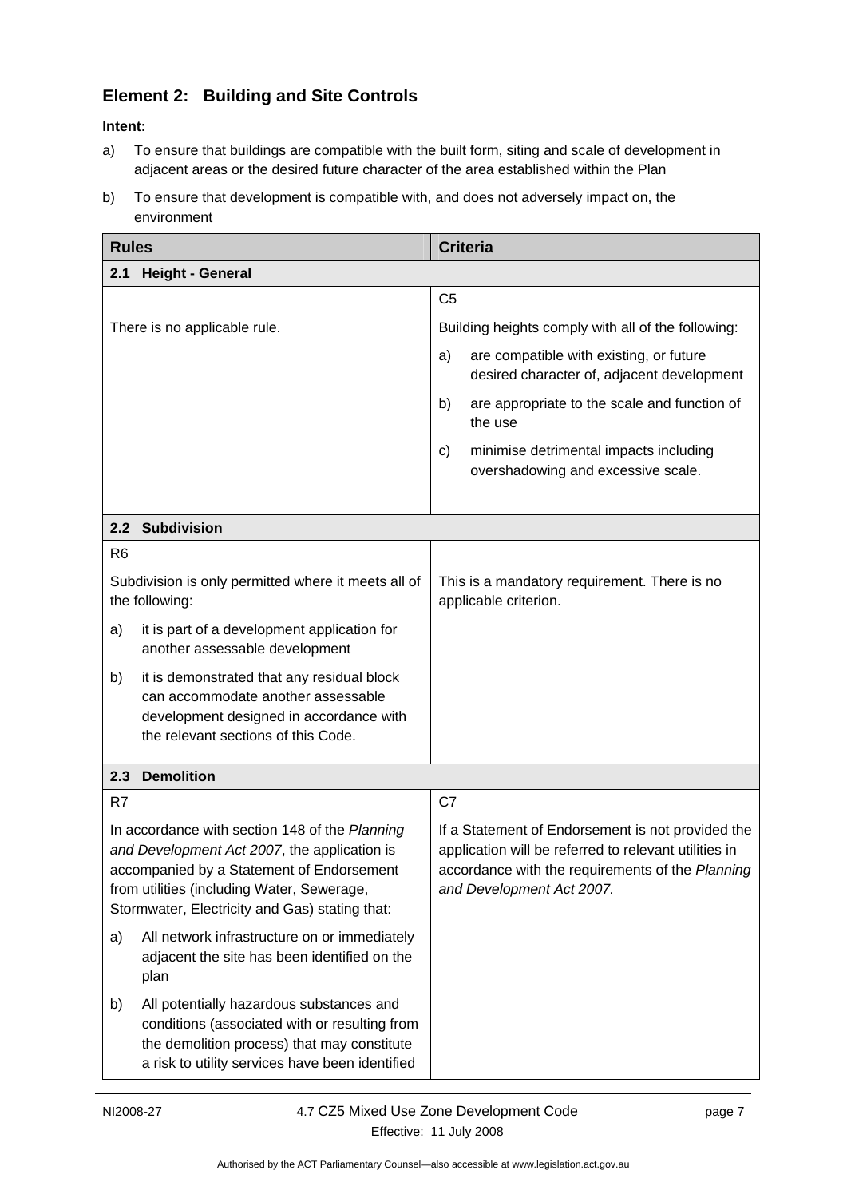## Element 2: Building and Site Controls

**Intent:**

a) To ensure that buildings are compatible with the built form, siting and scale of development in adjacent areas or the desired future character of the area established within the Plan

b) To ensure that development is compatible with, and does not adversely impact on, the environment

| Rules | Criteria |
|---|---|
| **2.1 Height - General** | |
| There is no applicable rule. | C5<br><br>Building heights comply with all of the following:<br><br>a) are compatible with existing, or future desired character of, adjacent development<br><br>b) are appropriate to the scale and function of the use<br><br>c) minimise detrimental impacts including overshadowing and excessive scale. |
| **2.2 Subdivision** | |
| R6<br><br>Subdivision is only permitted where it meets all of the following:<br><br>a) it is part of a development application for another assessable development<br><br>b) it is demonstrated that any residual block can accommodate another assessable development designed in accordance with the relevant sections of this Code. | This is a mandatory requirement. There is no applicable criterion. |
| **2.3 Demolition** | |
| R7<br><br>In accordance with section 148 of the *Planning and Development Act 2007*, the application is accompanied by a Statement of Endorsement from utilities (including Water, Sewerage, Stormwater, Electricity and Gas) stating that:<br><br>a) All network infrastructure on or immediately adjacent the site has been identified on the plan<br><br>b) All potentially hazardous substances and conditions (associated with or resulting from the demolition process) that may constitute a risk to utility services have been identified | C7<br><br>If a Statement of Endorsement is not provided the application will be referred to relevant utilities in accordance with the requirements of the *Planning and Development Act 2007.* |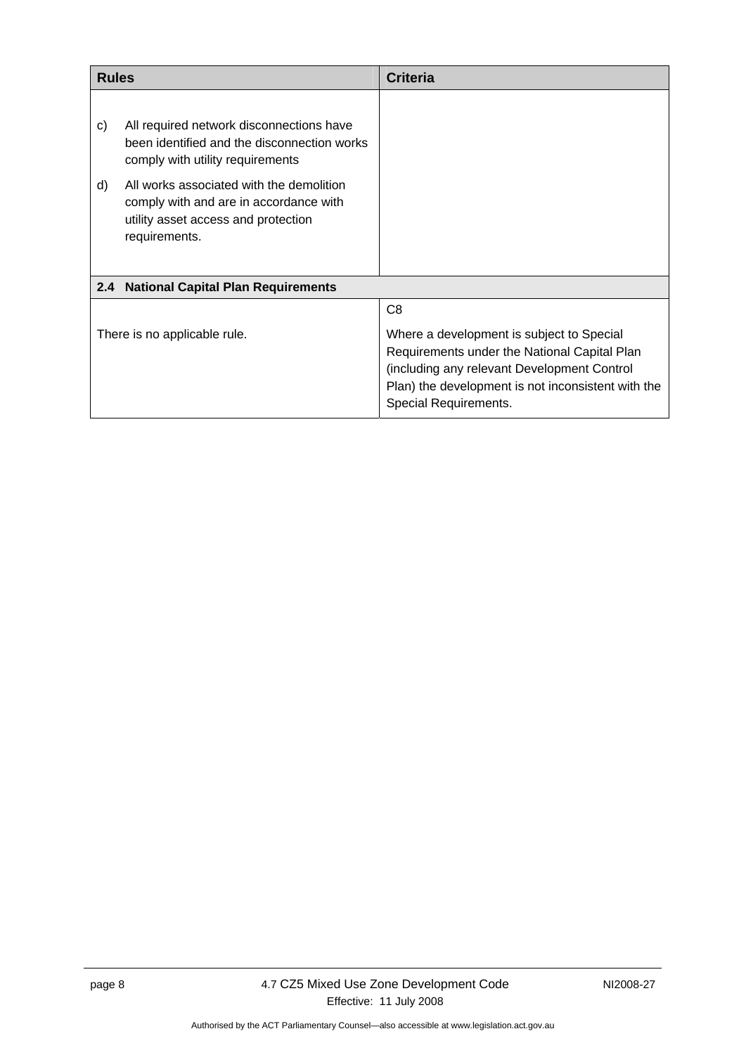| Rules | Criteria |
|---|---|
| c) All required network disconnections have been identified and the disconnection works comply with utility requirements<br><br>d) All works associated with the demolition comply with and are in accordance with utility asset access and protection requirements. | |
| **2.4 National Capital Plan Requirements** | |
| There is no applicable rule. | C8<br><br>Where a development is subject to Special Requirements under the National Capital Plan (including any relevant Development Control Plan) the development is not inconsistent with the Special Requirements. |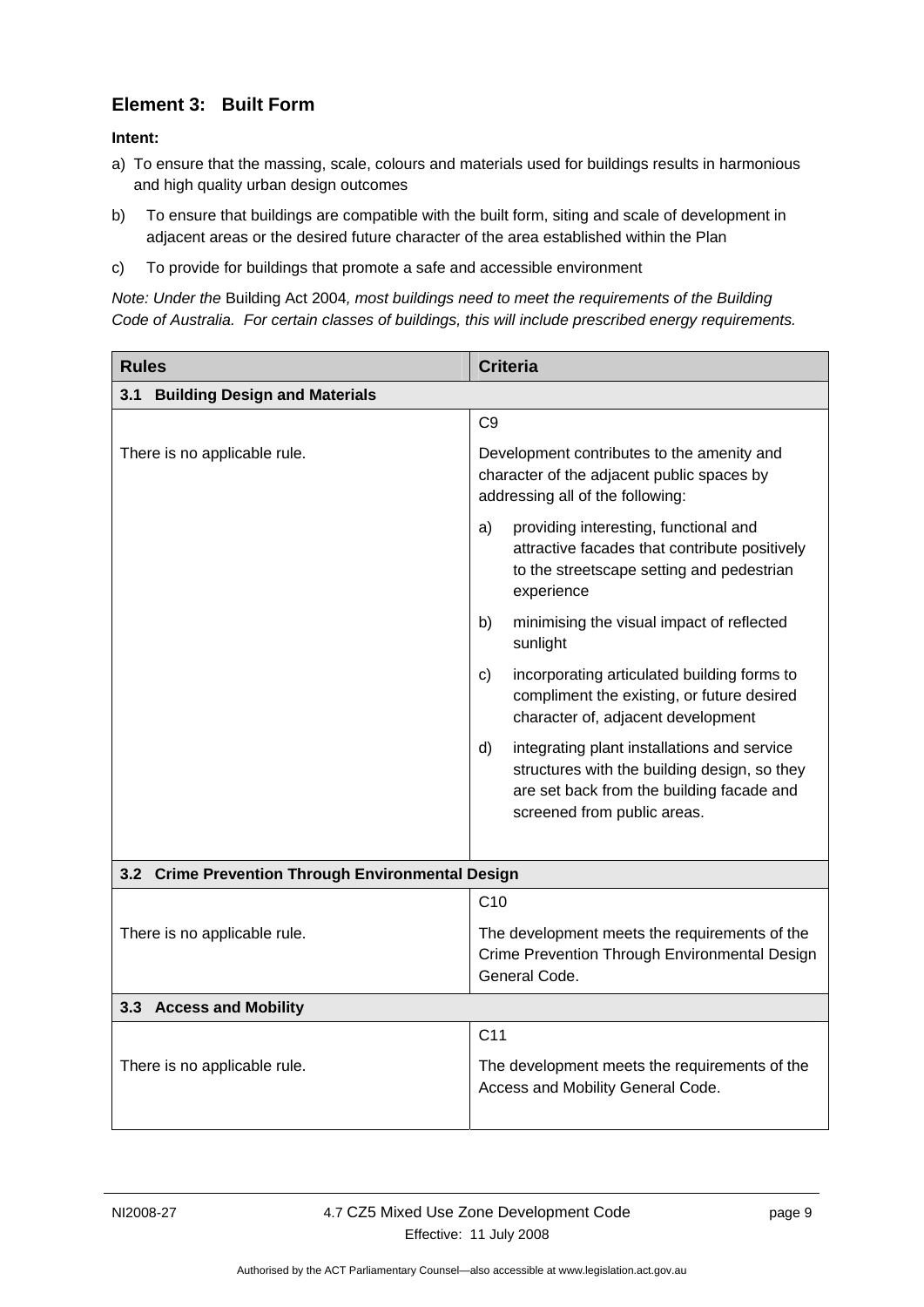## Element 3: Built Form

**Intent:**

a) To ensure that the massing, scale, colours and materials used for buildings results in harmonious and high quality urban design outcomes

b) To ensure that buildings are compatible with the built form, siting and scale of development in adjacent areas or the desired future character of the area established within the Plan

c) To provide for buildings that promote a safe and accessible environment

*Note: Under the* Building Act 2004*, most buildings need to meet the requirements of the Building Code of Australia. For certain classes of buildings, this will include prescribed energy requirements.*

| Rules | Criteria |
|---|---|
| **3.1 Building Design and Materials** | |
| There is no applicable rule. | C9<br><br>Development contributes to the amenity and character of the adjacent public spaces by addressing all of the following:<br><br>a) providing interesting, functional and attractive facades that contribute positively to the streetscape setting and pedestrian experience<br><br>b) minimising the visual impact of reflected sunlight<br><br>c) incorporating articulated building forms to compliment the existing, or future desired character of, adjacent development<br><br>d) integrating plant installations and service structures with the building design, so they are set back from the building facade and screened from public areas. |
| **3.2 Crime Prevention Through Environmental Design** | |
| There is no applicable rule. | C10<br><br>The development meets the requirements of the Crime Prevention Through Environmental Design General Code. |
| **3.3 Access and Mobility** | |
| There is no applicable rule. | C11<br><br>The development meets the requirements of the Access and Mobility General Code. |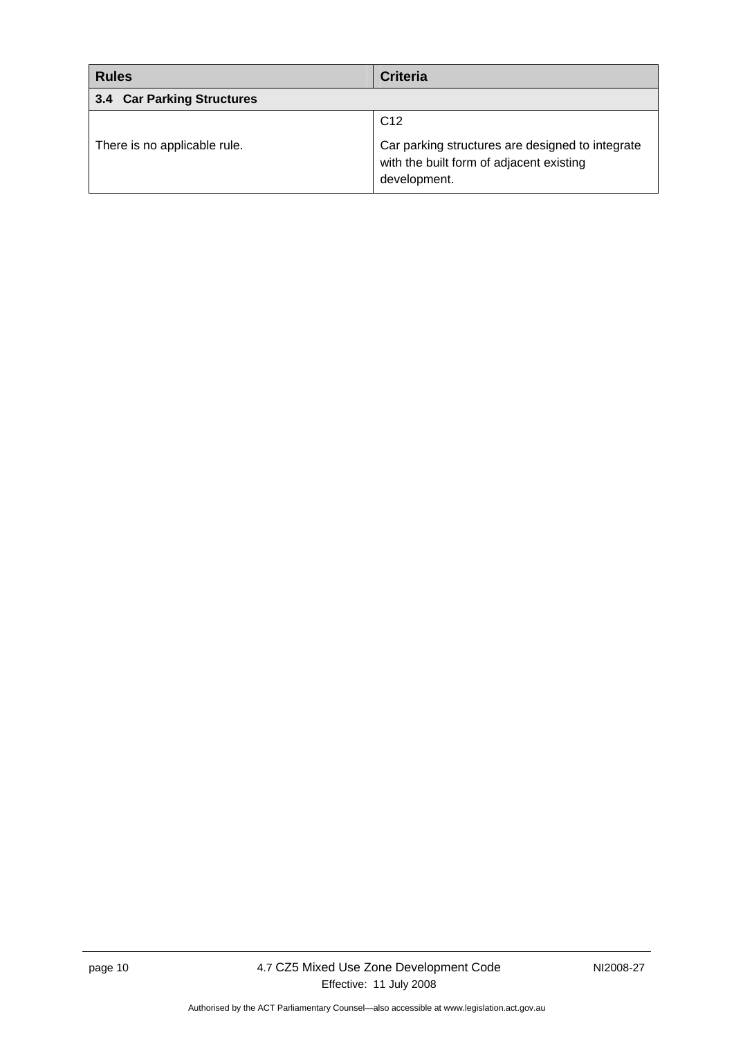| Rules | Criteria |
|---|---|
| **3.4 Car Parking Structures** | |
| There is no applicable rule. | C12<br><br>Car parking structures are designed to integrate with the built form of adjacent existing development. |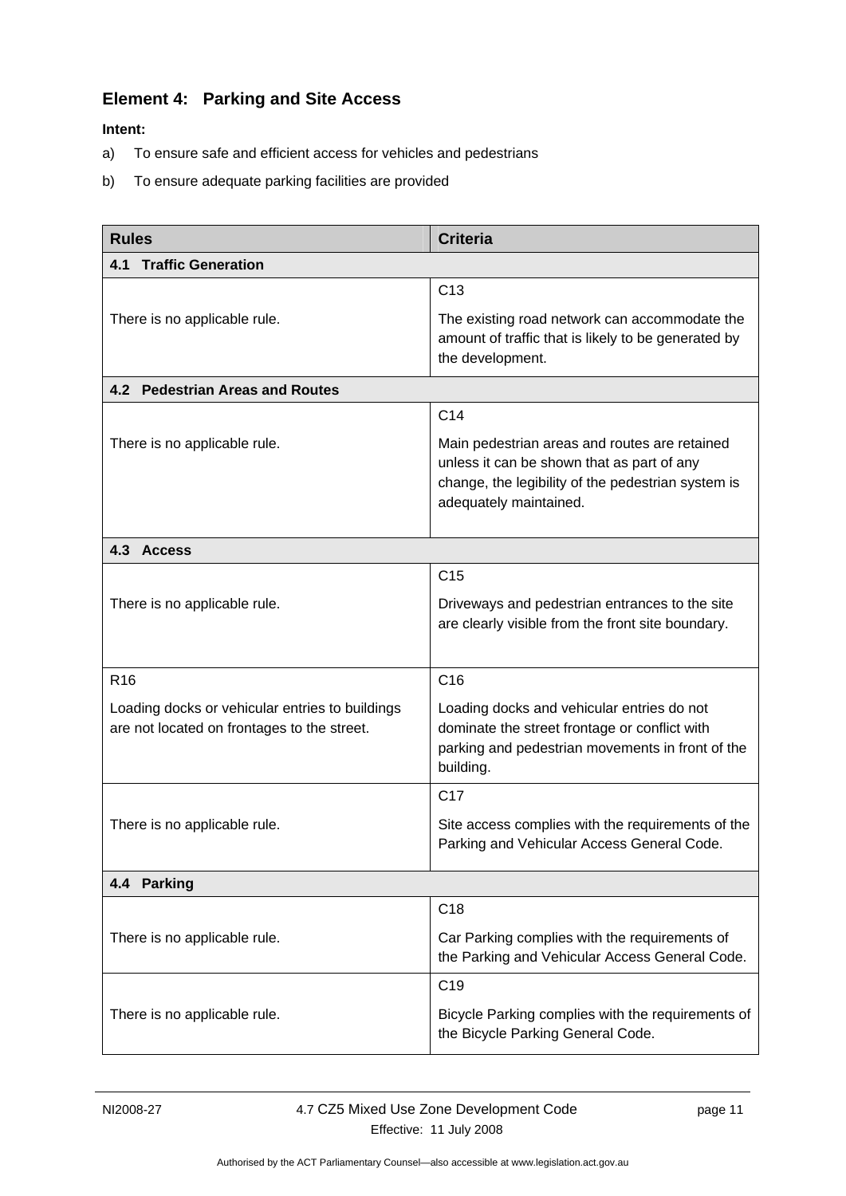## Element 4: Parking and Site Access

**Intent:**

a) To ensure safe and efficient access for vehicles and pedestrians

b) To ensure adequate parking facilities are provided

| Rules | Criteria |
|---|---|
| **4.1 Traffic Generation** | |
| There is no applicable rule. | C13<br>The existing road network can accommodate the amount of traffic that is likely to be generated by the development. |
| **4.2 Pedestrian Areas and Routes** | |
| There is no applicable rule. | C14<br>Main pedestrian areas and routes are retained unless it can be shown that as part of any change, the legibility of the pedestrian system is adequately maintained. |
| **4.3 Access** | |
| There is no applicable rule. | C15<br>Driveways and pedestrian entrances to the site are clearly visible from the front site boundary. |
| R16<br>Loading docks or vehicular entries to buildings are not located on frontages to the street. | C16<br>Loading docks and vehicular entries do not dominate the street frontage or conflict with parking and pedestrian movements in front of the building. |
| There is no applicable rule. | C17<br>Site access complies with the requirements of the Parking and Vehicular Access General Code. |
| **4.4 Parking** | |
| There is no applicable rule. | C18<br>Car Parking complies with the requirements of the Parking and Vehicular Access General Code. |
| There is no applicable rule. | C19<br>Bicycle Parking complies with the requirements of the Bicycle Parking General Code. |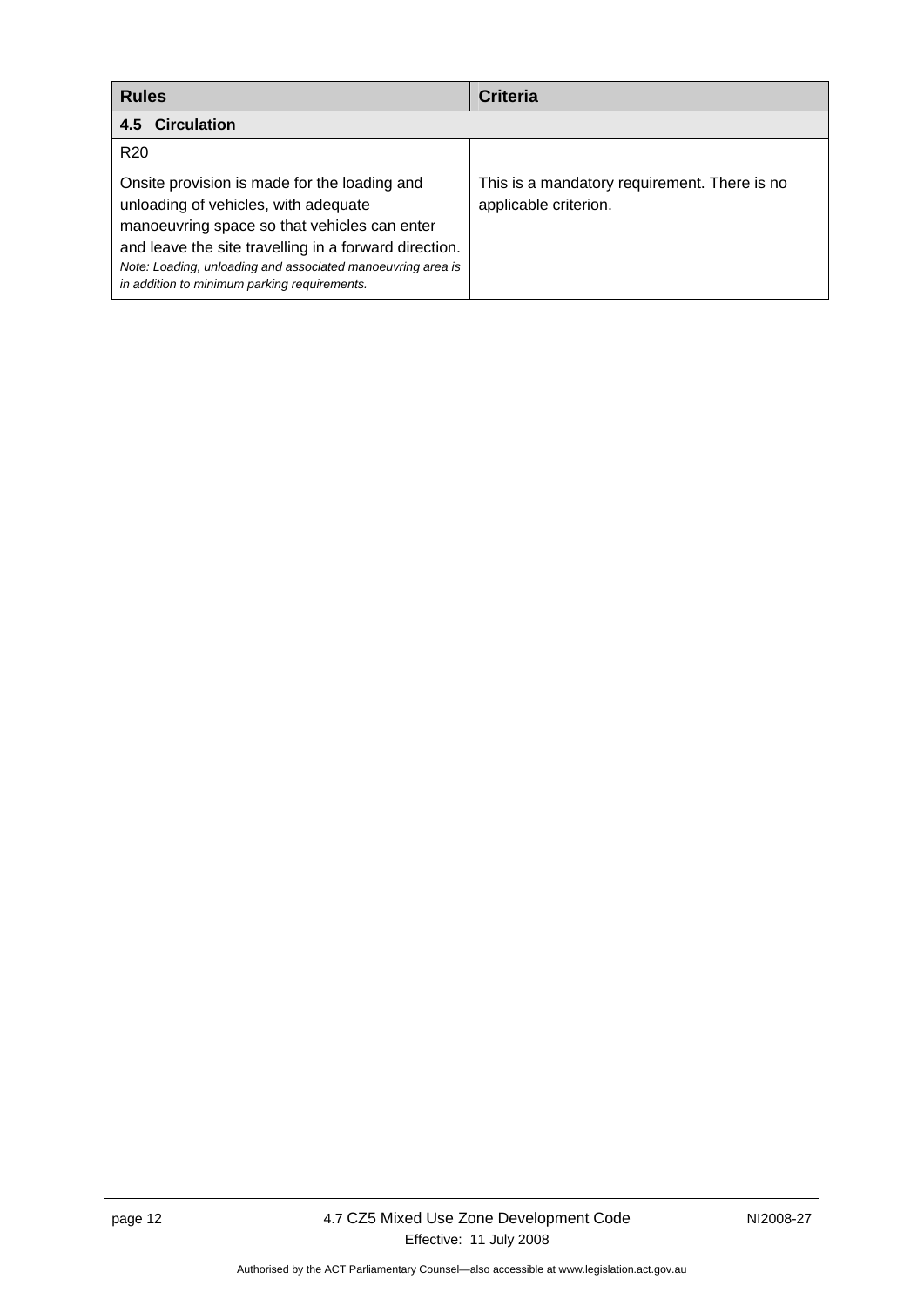| Rules | Criteria |
|---|---|
| **4.5 Circulation** | |
| R20<br><br>Onsite provision is made for the loading and unloading of vehicles, with adequate manoeuvring space so that vehicles can enter and leave the site travelling in a forward direction.<br>*Note: Loading, unloading and associated manoeuvring area is in addition to minimum parking requirements.* | This is a mandatory requirement. There is no applicable criterion. |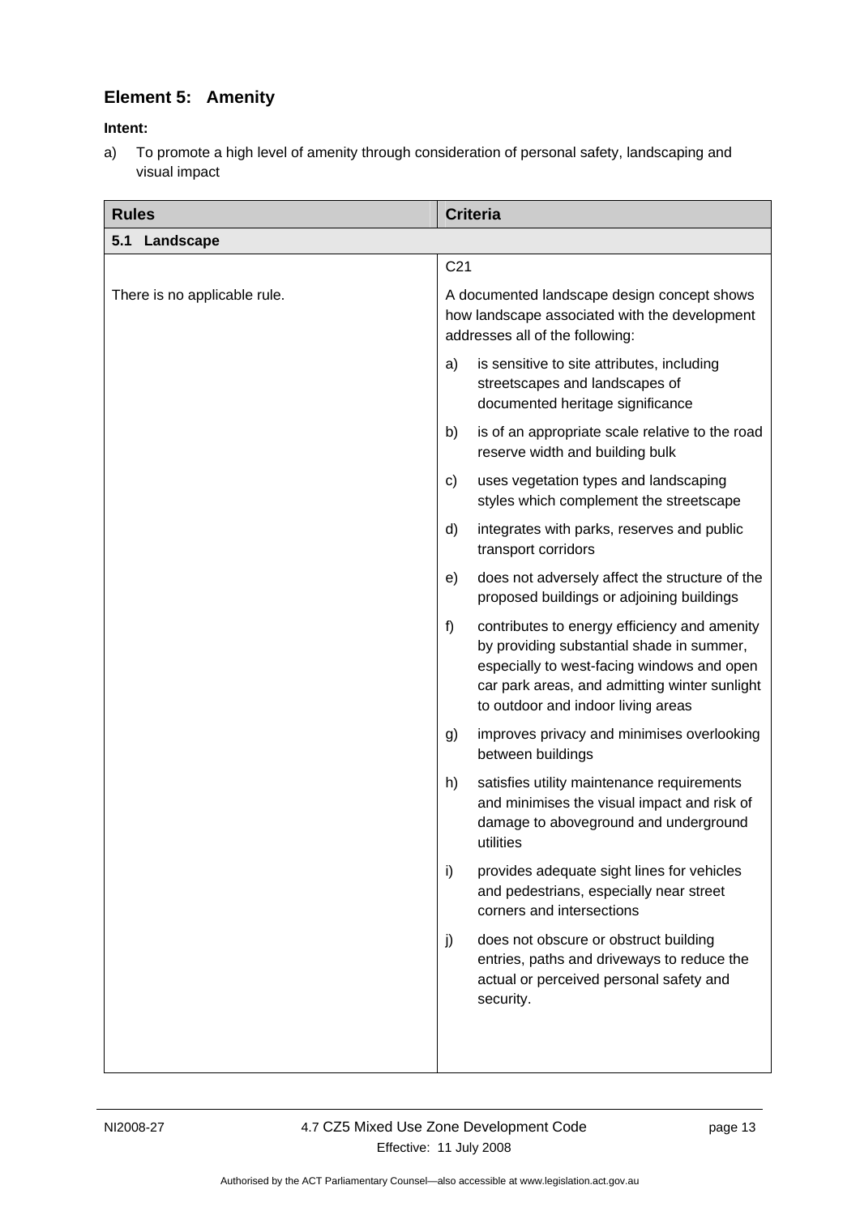## Element 5: Amenity

**Intent:**

a) To promote a high level of amenity through consideration of personal safety, landscaping and visual impact

| Rules | Criteria |
|---|---|
| **5.1 Landscape** | |
| There is no applicable rule. | C21<br><br>A documented landscape design concept shows how landscape associated with the development addresses all of the following:<br><br>a) is sensitive to site attributes, including streetscapes and landscapes of documented heritage significance<br><br>b) is of an appropriate scale relative to the road reserve width and building bulk<br><br>c) uses vegetation types and landscaping styles which complement the streetscape<br><br>d) integrates with parks, reserves and public transport corridors<br><br>e) does not adversely affect the structure of the proposed buildings or adjoining buildings<br><br>f) contributes to energy efficiency and amenity by providing substantial shade in summer, especially to west-facing windows and open car park areas, and admitting winter sunlight to outdoor and indoor living areas<br><br>g) improves privacy and minimises overlooking between buildings<br><br>h) satisfies utility maintenance requirements and minimises the visual impact and risk of damage to aboveground and underground utilities<br><br>i) provides adequate sight lines for vehicles and pedestrians, especially near street corners and intersections<br><br>j) does not obscure or obstruct building entries, paths and driveways to reduce the actual or perceived personal safety and security. |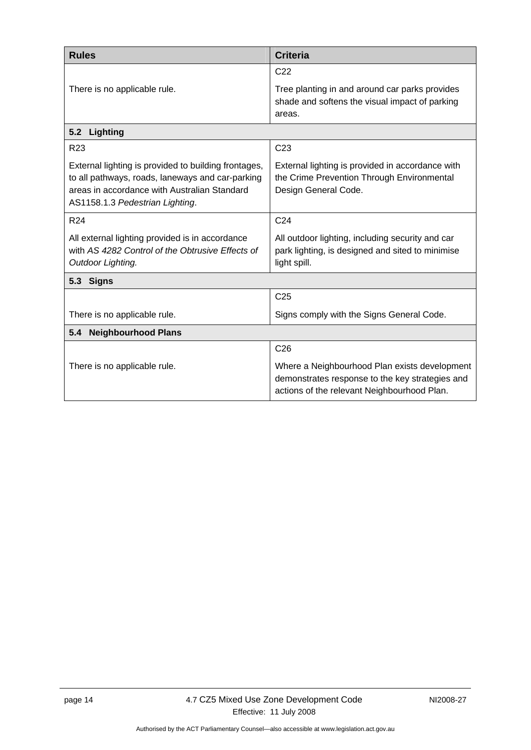| Rules | Criteria |
|---|---|
| There is no applicable rule. | C22<br><br>Tree planting in and around car parks provides shade and softens the visual impact of parking areas. |
| **5.2 Lighting** | |
| R23<br><br>External lighting is provided to building frontages, to all pathways, roads, laneways and car-parking areas in accordance with Australian Standard AS1158.1.3 *Pedestrian Lighting*. | C23<br><br>External lighting is provided in accordance with the Crime Prevention Through Environmental Design General Code. |
| R24<br><br>All external lighting provided is in accordance with *AS 4282 Control of the Obtrusive Effects of Outdoor Lighting.* | C24<br><br>All outdoor lighting, including security and car park lighting, is designed and sited to minimise light spill. |
| **5.3 Signs** | |
| There is no applicable rule. | C25<br><br>Signs comply with the Signs General Code. |
| **5.4 Neighbourhood Plans** | |
| There is no applicable rule. | C26<br><br>Where a Neighbourhood Plan exists development demonstrates response to the key strategies and actions of the relevant Neighbourhood Plan. |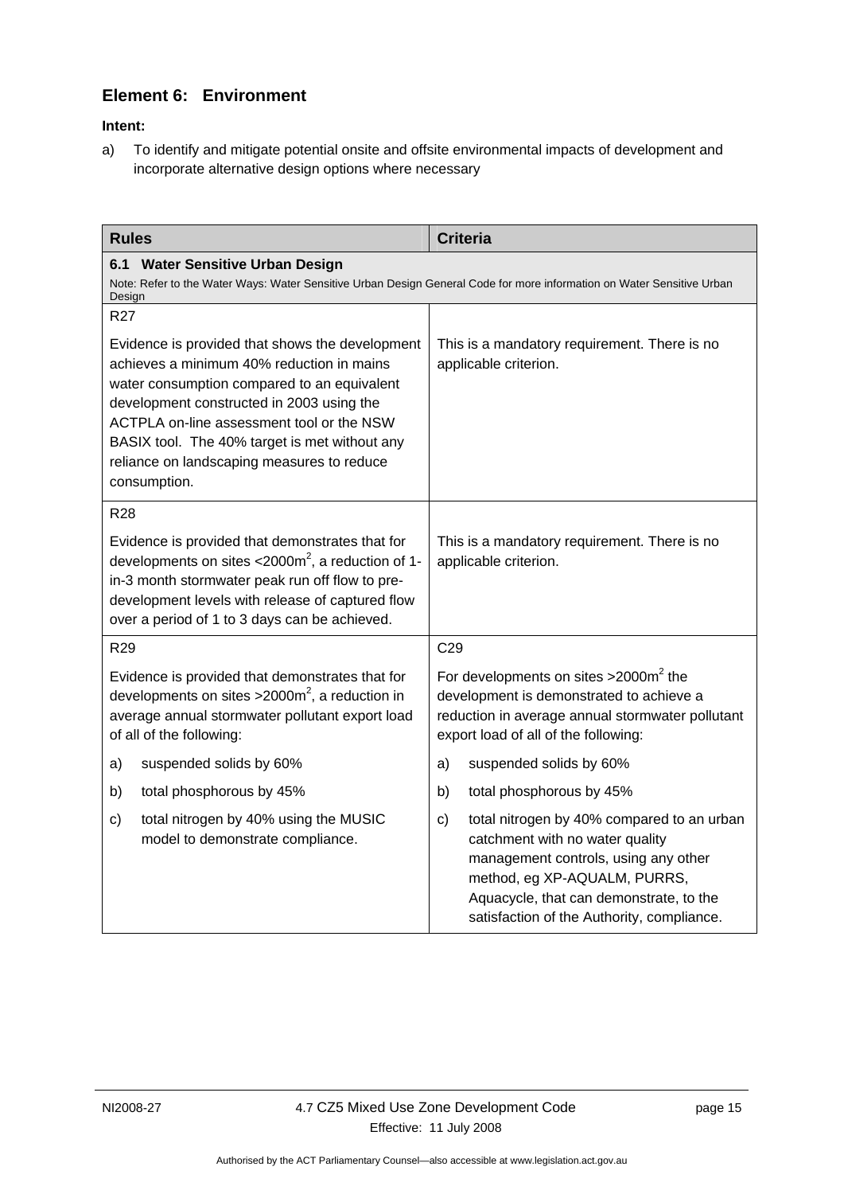## Element 6: Environment

**Intent:**

a) To identify and mitigate potential onsite and offsite environmental impacts of development and incorporate alternative design options where necessary

| Rules | Criteria |
|---|---|
| **6.1 Water Sensitive Urban Design**<br>Note: Refer to the Water Ways: Water Sensitive Urban Design General Code for more information on Water Sensitive Urban Design | |
| R27<br><br>Evidence is provided that shows the development achieves a minimum 40% reduction in mains water consumption compared to an equivalent development constructed in 2003 using the ACTPLA on-line assessment tool or the NSW BASIX tool. The 40% target is met without any reliance on landscaping measures to reduce consumption. | This is a mandatory requirement. There is no applicable criterion. |
| R28<br><br>Evidence is provided that demonstrates that for developments on sites <2000m$^2$, a reduction of 1-in-3 month stormwater peak run off flow to pre-development levels with release of captured flow over a period of 1 to 3 days can be achieved. | This is a mandatory requirement. There is no applicable criterion. |
| R29<br><br>Evidence is provided that demonstrates that for developments on sites >2000m$^2$, a reduction in average annual stormwater pollutant export load of all of the following:<br><br>a) suspended solids by 60%<br>b) total phosphorous by 45%<br>c) total nitrogen by 40% using the MUSIC model to demonstrate compliance. | C29<br><br>For developments on sites >2000m$^2$ the development is demonstrated to achieve a reduction in average annual stormwater pollutant export load of all of the following:<br><br>a) suspended solids by 60%<br>b) total phosphorous by 45%<br>c) total nitrogen by 40% compared to an urban catchment with no water quality management controls, using any other method, eg XP-AQUALM, PURRS, Aquacycle, that can demonstrate, to the satisfaction of the Authority, compliance. |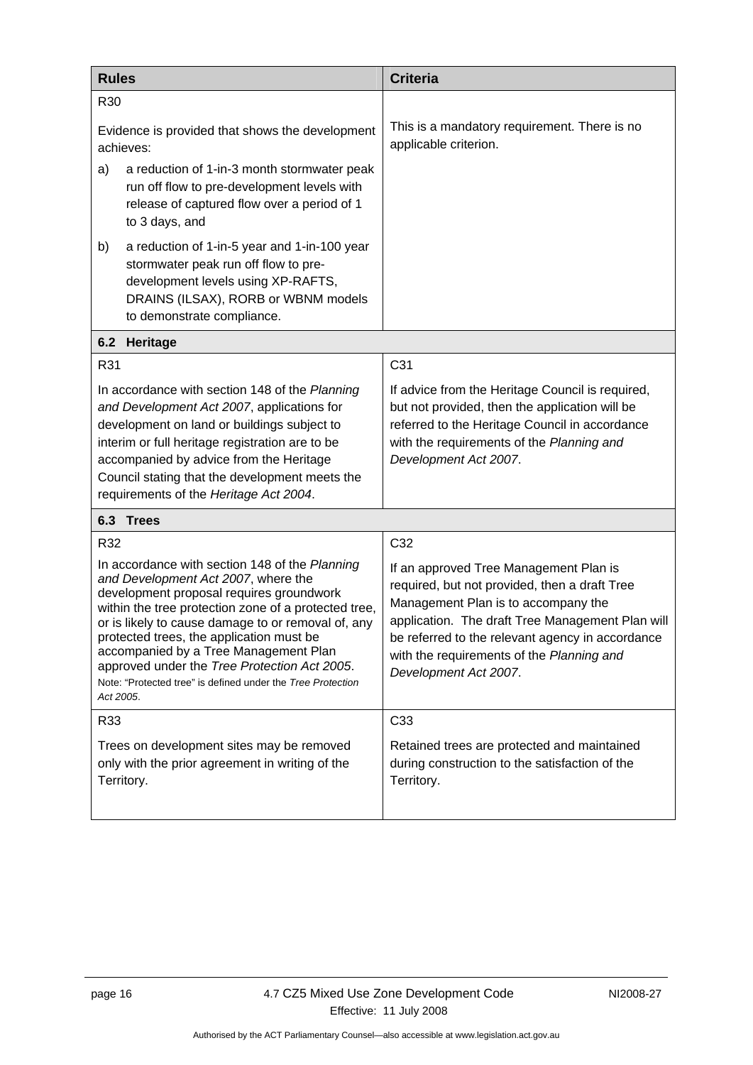| Rules | Criteria |
|---|---|
| R30<br><br>Evidence is provided that shows the development achieves:<br><br>a) a reduction of 1-in-3 month stormwater peak run off flow to pre-development levels with release of captured flow over a period of 1 to 3 days, and<br><br>b) a reduction of 1-in-5 year and 1-in-100 year stormwater peak run off flow to pre-development levels using XP-RAFTS, DRAINS (ILSAX), RORB or WBNM models to demonstrate compliance. | This is a mandatory requirement. There is no applicable criterion. |
| **6.2 Heritage** | |
| R31<br><br>In accordance with section 148 of the *Planning and Development Act 2007*, applications for development on land or buildings subject to interim or full heritage registration are to be accompanied by advice from the Heritage Council stating that the development meets the requirements of the *Heritage Act 2004*. | C31<br><br>If advice from the Heritage Council is required, but not provided, then the application will be referred to the Heritage Council in accordance with the requirements of the *Planning and Development Act 2007*. |
| **6.3 Trees** | |
| R32<br><br>In accordance with section 148 of the *Planning and Development Act 2007*, where the development proposal requires groundwork within the tree protection zone of a protected tree, or is likely to cause damage to or removal of, any protected trees, the application must be accompanied by a Tree Management Plan approved under the *Tree Protection Act 2005*.<br>Note: "Protected tree" is defined under the *Tree Protection Act 2005*. | C32<br><br>If an approved Tree Management Plan is required, but not provided, then a draft Tree Management Plan is to accompany the application. The draft Tree Management Plan will be referred to the relevant agency in accordance with the requirements of the *Planning and Development Act 2007*. |
| R33<br><br>Trees on development sites may be removed only with the prior agreement in writing of the Territory. | C33<br><br>Retained trees are protected and maintained during construction to the satisfaction of the Territory. |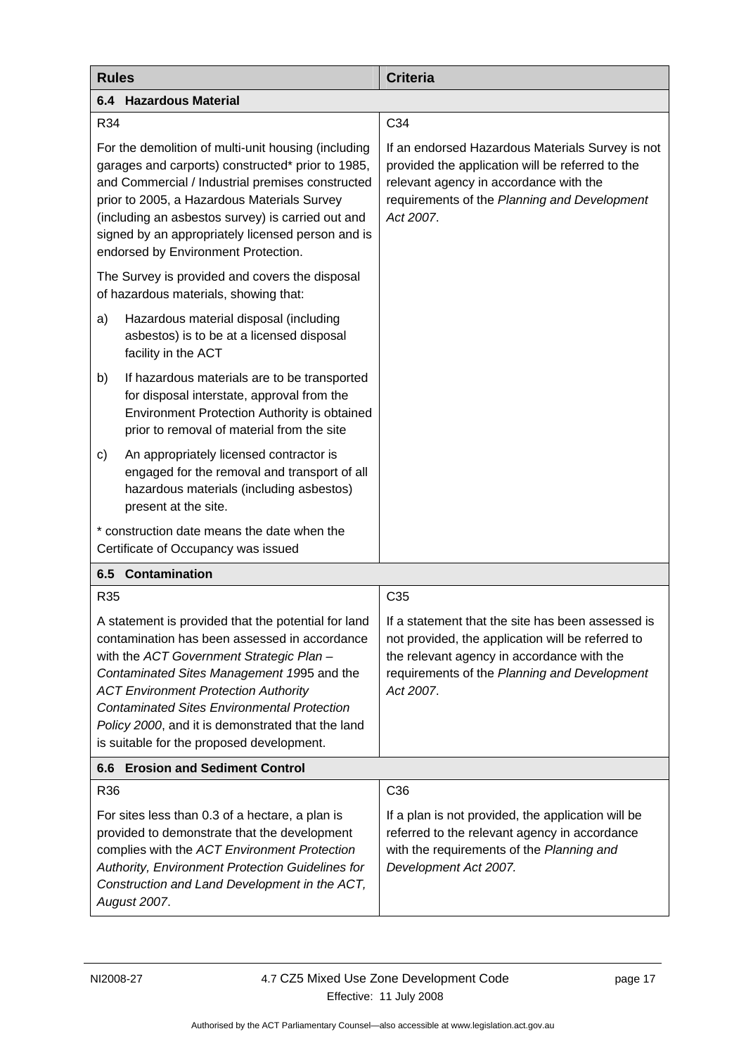| Rules | Criteria |
|---|---|
| **6.4 Hazardous Material** | |
| R34<br><br>For the demolition of multi-unit housing (including garages and carports) constructed* prior to 1985, and Commercial / Industrial premises constructed prior to 2005, a Hazardous Materials Survey (including an asbestos survey) is carried out and signed by an appropriately licensed person and is endorsed by Environment Protection.<br><br>The Survey is provided and covers the disposal of hazardous materials, showing that:<br><br>a) Hazardous material disposal (including asbestos) is to be at a licensed disposal facility in the ACT<br><br>b) If hazardous materials are to be transported for disposal interstate, approval from the Environment Protection Authority is obtained prior to removal of material from the site<br><br>c) An appropriately licensed contractor is engaged for the removal and transport of all hazardous materials (including asbestos) present at the site.<br><br>* construction date means the date when the Certificate of Occupancy was issued | C34<br><br>If an endorsed Hazardous Materials Survey is not provided the application will be referred to the relevant agency in accordance with the requirements of the *Planning and Development Act 2007*. |
| **6.5 Contamination** | |
| R35<br><br>A statement is provided that the potential for land contamination has been assessed in accordance with the *ACT Government Strategic Plan – Contaminated Sites Management 19*95 and the *ACT Environment Protection Authority Contaminated Sites Environmental Protection Policy 2000*, and it is demonstrated that the land is suitable for the proposed development. | C35<br><br>If a statement that the site has been assessed is not provided, the application will be referred to the relevant agency in accordance with the requirements of the *Planning and Development Act 2007*. |
| **6.6 Erosion and Sediment Control** | |
| R36<br><br>For sites less than 0.3 of a hectare, a plan is provided to demonstrate that the development complies with the *ACT Environment Protection Authority, Environment Protection Guidelines for Construction and Land Development in the ACT, August 2007*. | C36<br><br>If a plan is not provided, the application will be referred to the relevant agency in accordance with the requirements of the *Planning and Development Act 2007.* |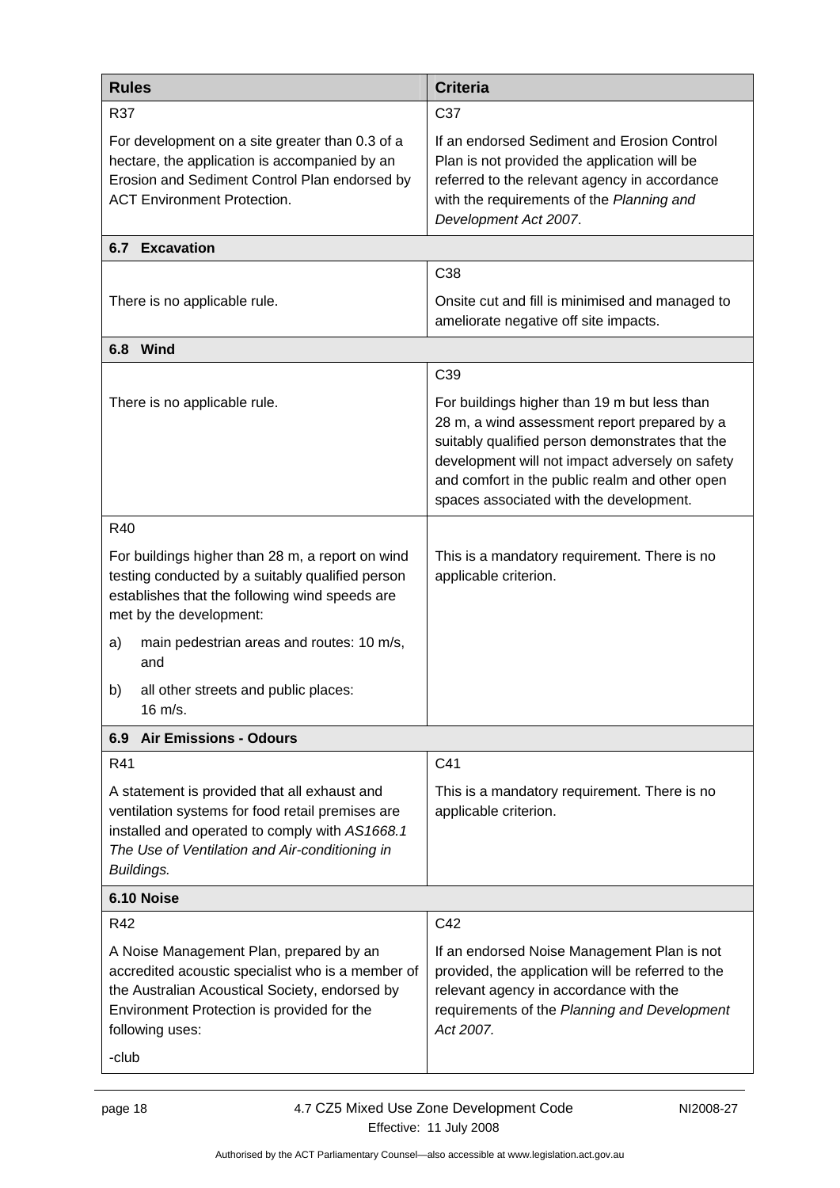| Rules | Criteria |
|---|---|
| R37<br><br>For development on a site greater than 0.3 of a hectare, the application is accompanied by an Erosion and Sediment Control Plan endorsed by ACT Environment Protection. | C37<br><br>If an endorsed Sediment and Erosion Control Plan is not provided the application will be referred to the relevant agency in accordance with the requirements of the *Planning and Development Act 2007*. |
| **6.7 Excavation** | |
| There is no applicable rule. | C38<br><br>Onsite cut and fill is minimised and managed to ameliorate negative off site impacts. |
| **6.8 Wind** | |
| There is no applicable rule. | C39<br><br>For buildings higher than 19 m but less than 28 m, a wind assessment report prepared by a suitably qualified person demonstrates that the development will not impact adversely on safety and comfort in the public realm and other open spaces associated with the development. |
| R40<br><br>For buildings higher than 28 m, a report on wind testing conducted by a suitably qualified person establishes that the following wind speeds are met by the development:<br><br>a) main pedestrian areas and routes: 10 m/s, and<br><br>b) all other streets and public places: 16 m/s. | This is a mandatory requirement. There is no applicable criterion. |
| **6.9 Air Emissions - Odours** | |
| R41<br><br>A statement is provided that all exhaust and ventilation systems for food retail premises are installed and operated to comply with *AS1668.1 The Use of Ventilation and Air-conditioning in Buildings.* | C41<br><br>This is a mandatory requirement. There is no applicable criterion. |
| **6.10 Noise** | |
| R42<br><br>A Noise Management Plan, prepared by an accredited acoustic specialist who is a member of the Australian Acoustical Society, endorsed by Environment Protection is provided for the following uses:<br><br>-club | C42<br><br>If an endorsed Noise Management Plan is not provided, the application will be referred to the relevant agency in accordance with the requirements of the *Planning and Development Act 2007.* |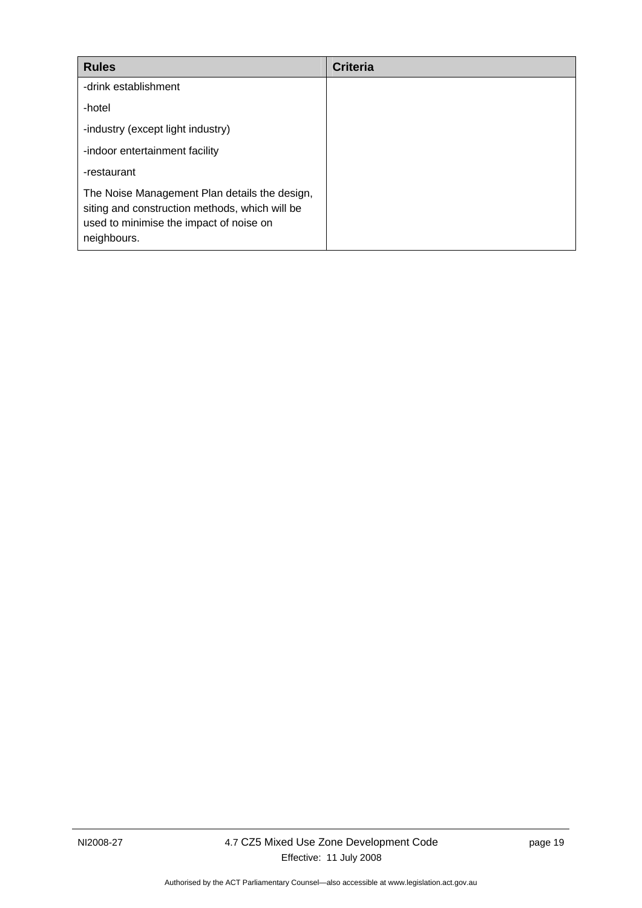| Rules | Criteria |
|---|---|
| -drink establishment<br><br>-hotel<br><br>-industry (except light industry)<br><br>-indoor entertainment facility<br><br>-restaurant<br><br>The Noise Management Plan details the design, siting and construction methods, which will be used to minimise the impact of noise on neighbours. | |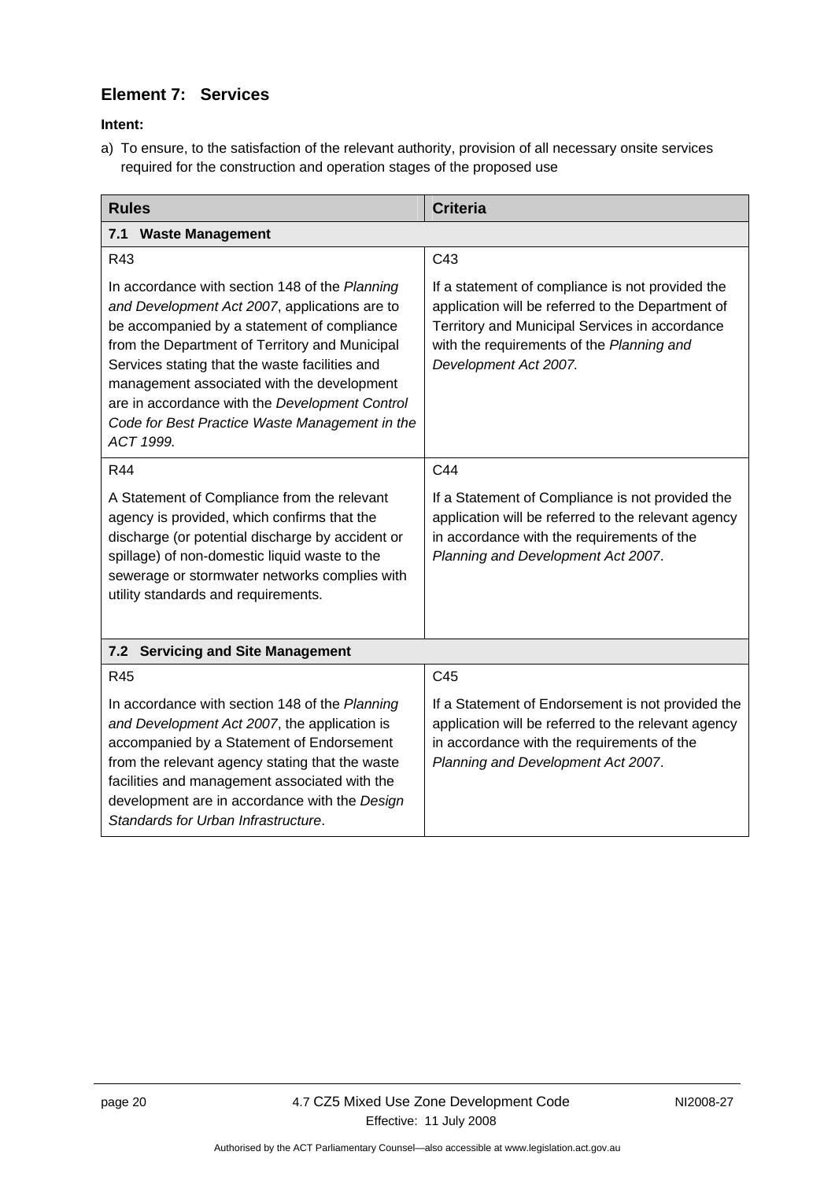## Element 7: Services

**Intent:**

a) To ensure, to the satisfaction of the relevant authority, provision of all necessary onsite services required for the construction and operation stages of the proposed use

| Rules | Criteria |
|---|---|
| **7.1 Waste Management** | |
| R43<br><br>In accordance with section 148 of the *Planning and Development Act 2007*, applications are to be accompanied by a statement of compliance from the Department of Territory and Municipal Services stating that the waste facilities and management associated with the development are in accordance with the *Development Control Code for Best Practice Waste Management in the ACT 1999.* | C43<br><br>If a statement of compliance is not provided the application will be referred to the Department of Territory and Municipal Services in accordance with the requirements of the *Planning and Development Act 2007.* |
| R44<br><br>A Statement of Compliance from the relevant agency is provided, which confirms that the discharge (or potential discharge by accident or spillage) of non-domestic liquid waste to the sewerage or stormwater networks complies with utility standards and requirements. | C44<br><br>If a Statement of Compliance is not provided the application will be referred to the relevant agency in accordance with the requirements of the *Planning and Development Act 2007*. |
| **7.2 Servicing and Site Management** | |
| R45<br><br>In accordance with section 148 of the *Planning and Development Act 2007*, the application is accompanied by a Statement of Endorsement from the relevant agency stating that the waste facilities and management associated with the development are in accordance with the *Design Standards for Urban Infrastructure*. | C45<br><br>If a Statement of Endorsement is not provided the application will be referred to the relevant agency in accordance with the requirements of the *Planning and Development Act 2007*. |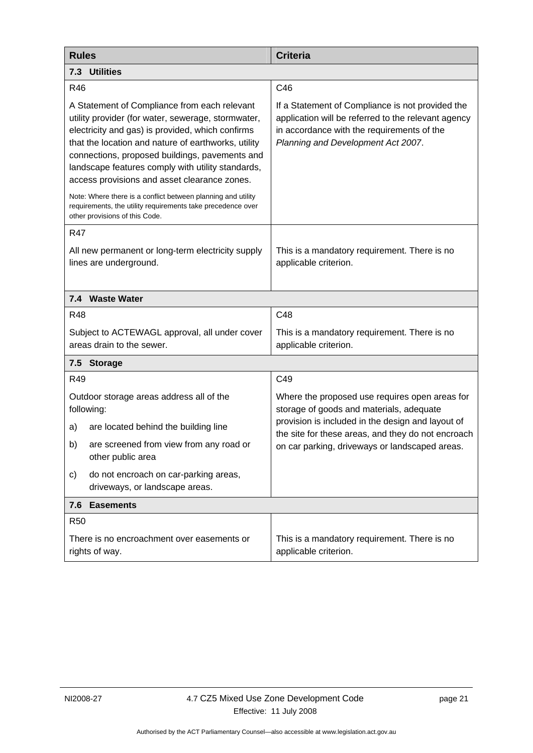| Rules | Criteria |
|---|---|
| **7.3 Utilities** | |
| R46<br><br>A Statement of Compliance from each relevant utility provider (for water, sewerage, stormwater, electricity and gas) is provided, which confirms that the location and nature of earthworks, utility connections, proposed buildings, pavements and landscape features comply with utility standards, access provisions and asset clearance zones.<br><br>Note: Where there is a conflict between planning and utility requirements, the utility requirements take precedence over other provisions of this Code. | C46<br><br>If a Statement of Compliance is not provided the application will be referred to the relevant agency in accordance with the requirements of the *Planning and Development Act 2007*. |
| R47<br><br>All new permanent or long-term electricity supply lines are underground. | This is a mandatory requirement. There is no applicable criterion. |
| **7.4 Waste Water** | |
| R48<br><br>Subject to ACTEWAGL approval, all under cover areas drain to the sewer. | C48<br><br>This is a mandatory requirement. There is no applicable criterion. |
| **7.5 Storage** | |
| R49<br><br>Outdoor storage areas address all of the following:<br>a) are located behind the building line<br>b) are screened from view from any road or other public area<br>c) do not encroach on car-parking areas, driveways, or landscape areas. | C49<br><br>Where the proposed use requires open areas for storage of goods and materials, adequate provision is included in the design and layout of the site for these areas, and they do not encroach on car parking, driveways or landscaped areas. |
| **7.6 Easements** | |
| R50<br><br>There is no encroachment over easements or rights of way. | This is a mandatory requirement. There is no applicable criterion. |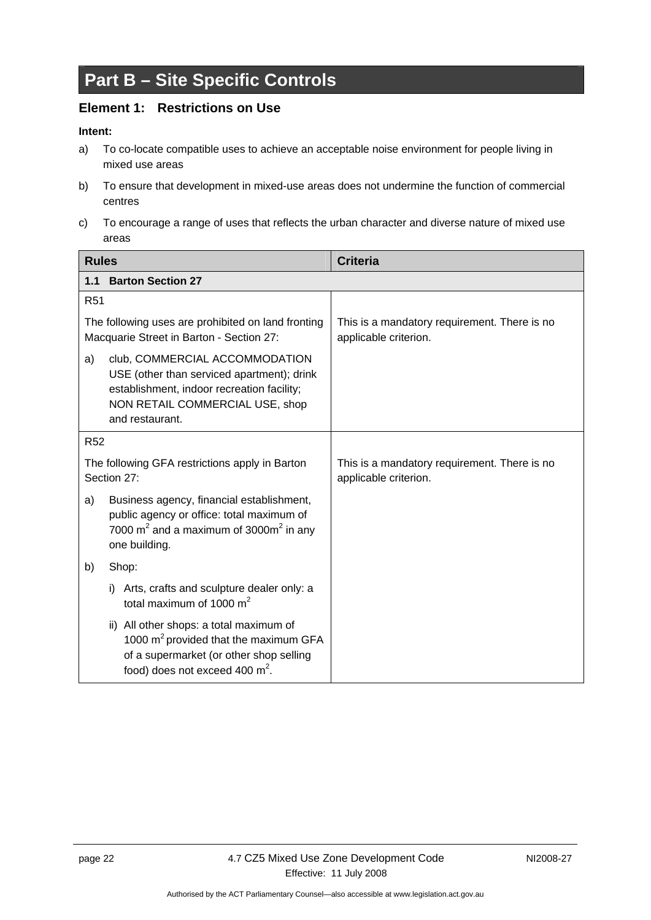# Part B – Site Specific Controls

## Element 1: Restrictions on Use

**Intent:**

a) To co-locate compatible uses to achieve an acceptable noise environment for people living in mixed use areas

b) To ensure that development in mixed-use areas does not undermine the function of commercial centres

c) To encourage a range of uses that reflects the urban character and diverse nature of mixed use areas

| Rules | Criteria |
|---|---|
| **1.1 Barton Section 27** | |
| R51<br><br>The following uses are prohibited on land fronting Macquarie Street in Barton - Section 27:<br><br>a) club, COMMERCIAL ACCOMMODATION USE (other than serviced apartment); drink establishment, indoor recreation facility; NON RETAIL COMMERCIAL USE, shop and restaurant. | This is a mandatory requirement. There is no applicable criterion. |
| R52<br><br>The following GFA restrictions apply in Barton Section 27:<br><br>a) Business agency, financial establishment, public agency or office: total maximum of 7000 $m^2$ and a maximum of 3000$m^2$ in any one building.<br><br>b) Shop:<br><br>i) Arts, crafts and sculpture dealer only: a total maximum of 1000 $m^2$<br><br>ii) All other shops: a total maximum of 1000 $m^2$ provided that the maximum GFA of a supermarket (or other shop selling food) does not exceed 400 $m^2$. | This is a mandatory requirement. There is no applicable criterion. |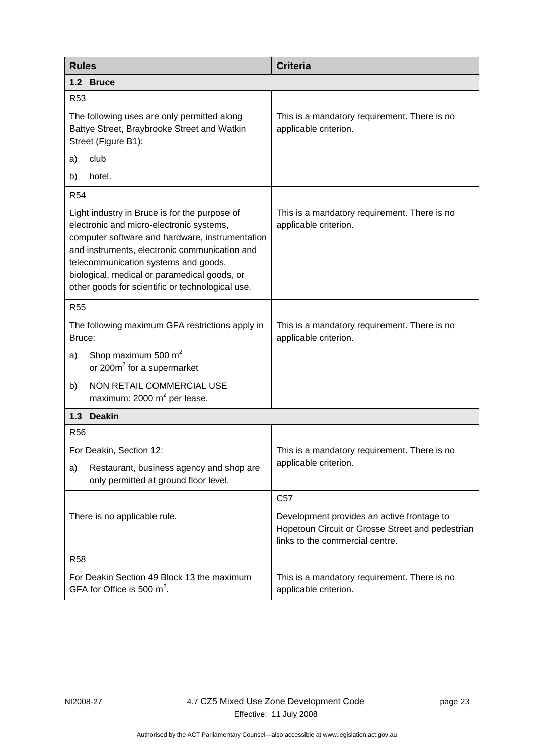| Rules | Criteria |
| --- | --- |
| **1.2 Bruce** | |
| R53<br><br>The following uses are only permitted along Battye Street, Braybrooke Street and Watkin Street (Figure B1):<br><br>a) club<br><br>b) hotel. | This is a mandatory requirement. There is no applicable criterion. |
| R54<br><br>Light industry in Bruce is for the purpose of electronic and micro-electronic systems, computer software and hardware, instrumentation and instruments, electronic communication and telecommunication systems and goods, biological, medical or paramedical goods, or other goods for scientific or technological use. | This is a mandatory requirement. There is no applicable criterion. |
| R55<br><br>The following maximum GFA restrictions apply in Bruce:<br><br>a) Shop maximum 500 $m^2$ or 200$m^2$ for a supermarket<br><br>b) NON RETAIL COMMERCIAL USE maximum: 2000 $m^2$ per lease. | This is a mandatory requirement. There is no applicable criterion. |
| **1.3 Deakin** | |
| R56<br><br>For Deakin, Section 12:<br><br>a) Restaurant, business agency and shop are only permitted at ground floor level. | This is a mandatory requirement. There is no applicable criterion. |
| There is no applicable rule. | C57<br><br>Development provides an active frontage to Hopetoun Circuit or Grosse Street and pedestrian links to the commercial centre. |
| R58<br><br>For Deakin Section 49 Block 13 the maximum GFA for Office is 500 $m^2$. | This is a mandatory requirement. There is no applicable criterion. |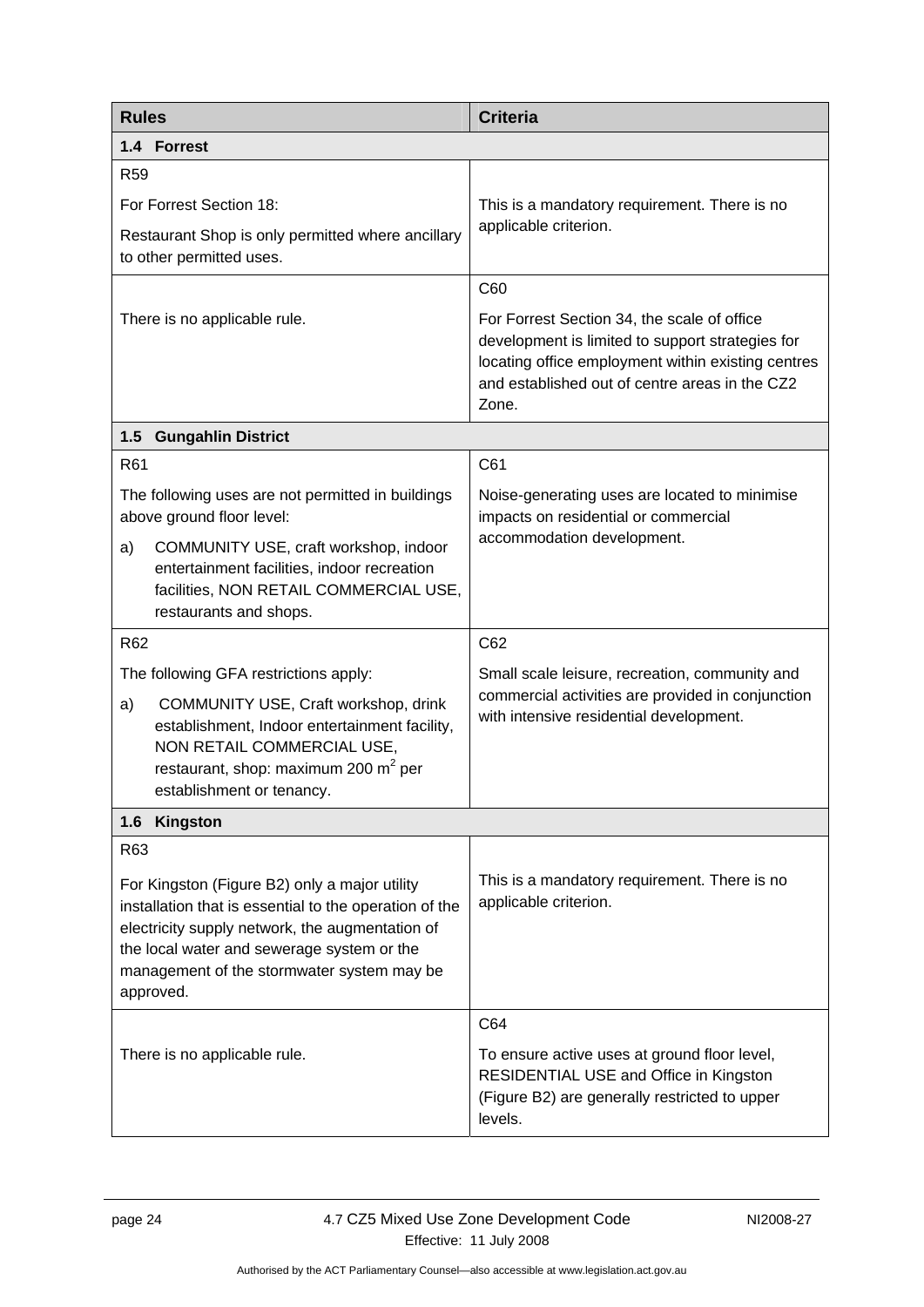| Rules | Criteria |
|---|---|
| **1.4 Forrest** | |
| R59<br><br>For Forrest Section 18:<br><br>Restaurant Shop is only permitted where ancillary to other permitted uses. | This is a mandatory requirement. There is no applicable criterion. |
| There is no applicable rule. | C60<br><br>For Forrest Section 34, the scale of office development is limited to support strategies for locating office employment within existing centres and established out of centre areas in the CZ2 Zone. |
| **1.5 Gungahlin District** | |
| R61<br><br>The following uses are not permitted in buildings above ground floor level:<br><br>a) COMMUNITY USE, craft workshop, indoor entertainment facilities, indoor recreation facilities, NON RETAIL COMMERCIAL USE, restaurants and shops. | C61<br><br>Noise-generating uses are located to minimise impacts on residential or commercial accommodation development. |
| R62<br><br>The following GFA restrictions apply:<br><br>a) COMMUNITY USE, Craft workshop, drink establishment, Indoor entertainment facility, NON RETAIL COMMERCIAL USE, restaurant, shop: maximum 200 $m^2$ per establishment or tenancy. | C62<br><br>Small scale leisure, recreation, community and commercial activities are provided in conjunction with intensive residential development. |
| **1.6 Kingston** | |
| R63<br><br>For Kingston (Figure B2) only a major utility installation that is essential to the operation of the electricity supply network, the augmentation of the local water and sewerage system or the management of the stormwater system may be approved. | This is a mandatory requirement. There is no applicable criterion. |
| There is no applicable rule. | C64<br><br>To ensure active uses at ground floor level, RESIDENTIAL USE and Office in Kingston (Figure B2) are generally restricted to upper levels. |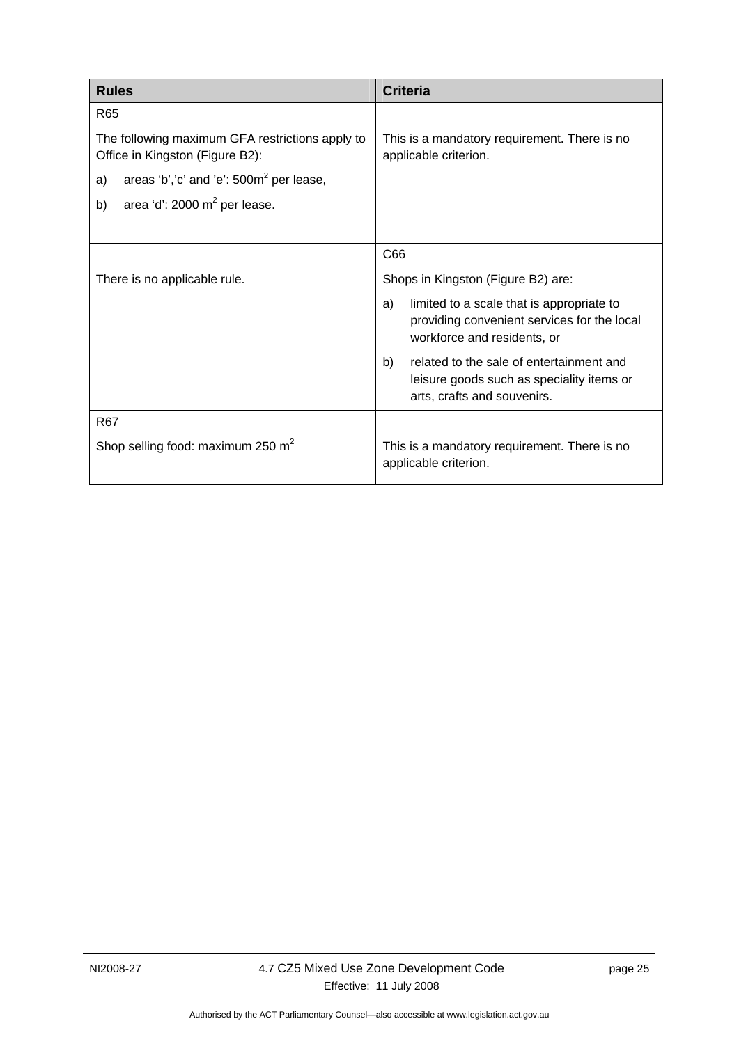| Rules | Criteria |
|---|---|
| R65<br><br>The following maximum GFA restrictions apply to Office in Kingston (Figure B2):<br><br>a) areas ‘b’,’c’ and ’e’: 500m$^2$ per lease,<br><br>b) area ‘d’: 2000 m$^2$ per lease. | This is a mandatory requirement. There is no applicable criterion. |
| There is no applicable rule. | C66<br><br>Shops in Kingston (Figure B2) are:<br><br>a) limited to a scale that is appropriate to providing convenient services for the local workforce and residents, or<br><br>b) related to the sale of entertainment and leisure goods such as speciality items or arts, crafts and souvenirs. |
| R67<br><br>Shop selling food: maximum 250 m$^2$ | This is a mandatory requirement. There is no applicable criterion. |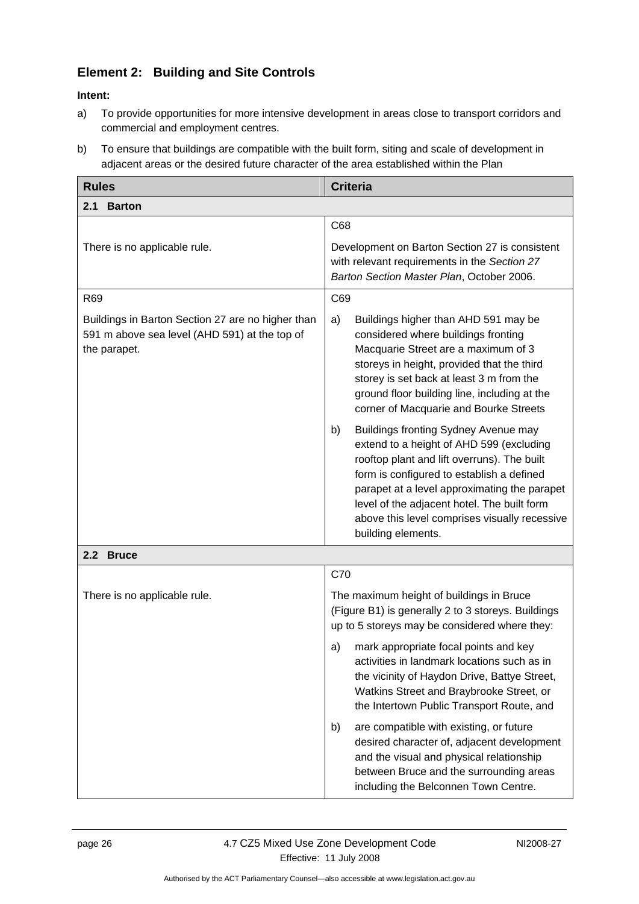## Element 2: Building and Site Controls

**Intent:**

a) To provide opportunities for more intensive development in areas close to transport corridors and commercial and employment centres.

b) To ensure that buildings are compatible with the built form, siting and scale of development in adjacent areas or the desired future character of the area established within the Plan

| Rules | Criteria |
|---|---|
| **2.1 Barton** | |
| There is no applicable rule. | C68<br><br>Development on Barton Section 27 is consistent with relevant requirements in the *Section 27 Barton Section Master Plan*, October 2006. |
| R69<br><br>Buildings in Barton Section 27 are no higher than 591 m above sea level (AHD 591) at the top of the parapet. | C69<br><br>a) Buildings higher than AHD 591 may be considered where buildings fronting Macquarie Street are a maximum of 3 storeys in height, provided that the third storey is set back at least 3 m from the ground floor building line, including at the corner of Macquarie and Bourke Streets<br><br>b) Buildings fronting Sydney Avenue may extend to a height of AHD 599 (excluding rooftop plant and lift overruns). The built form is configured to establish a defined parapet at a level approximating the parapet level of the adjacent hotel. The built form above this level comprises visually recessive building elements. |
| **2.2 Bruce** | |
| There is no applicable rule. | C70<br><br>The maximum height of buildings in Bruce (Figure B1) is generally 2 to 3 storeys. Buildings up to 5 storeys may be considered where they:<br><br>a) mark appropriate focal points and key activities in landmark locations such as in the vicinity of Haydon Drive, Battye Street, Watkins Street and Braybrooke Street, or the Intertown Public Transport Route, and<br><br>b) are compatible with existing, or future desired character of, adjacent development and the visual and physical relationship between Bruce and the surrounding areas including the Belconnen Town Centre. |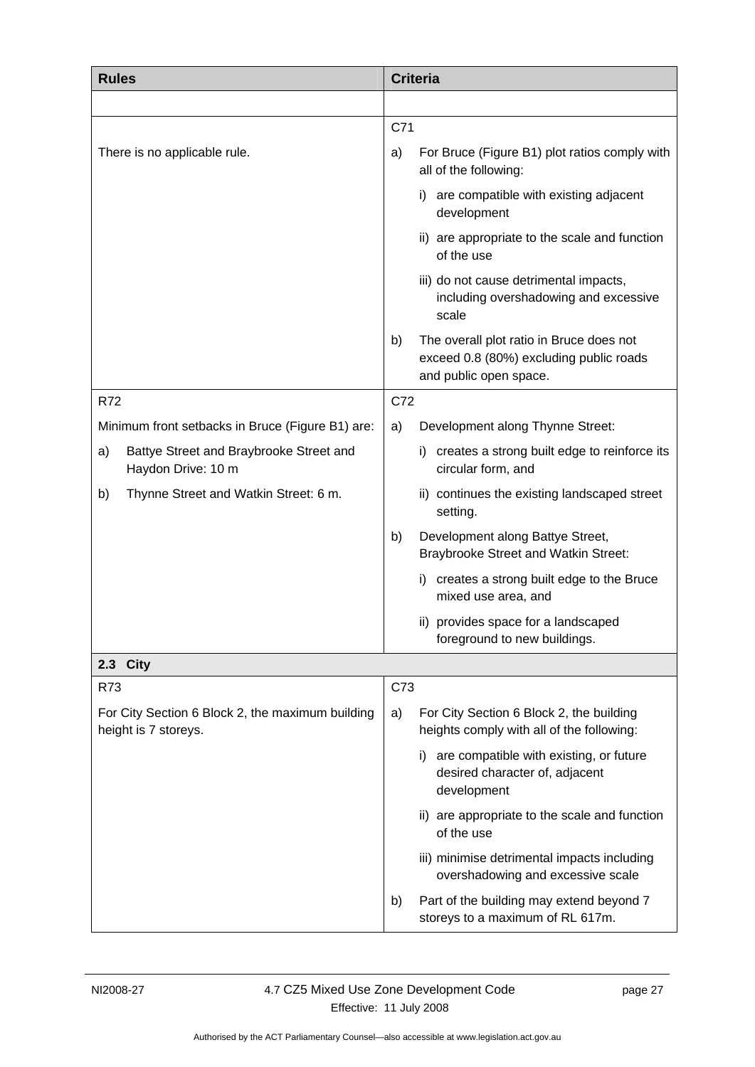| Rules | Criteria |
|---|---|
| | |
| | C71 |
| There is no applicable rule. | a) For Bruce (Figure B1) plot ratios comply with all of the following:<br>i) are compatible with existing adjacent development<br>ii) are appropriate to the scale and function of the use<br>iii) do not cause detrimental impacts, including overshadowing and excessive scale<br>b) The overall plot ratio in Bruce does not exceed 0.8 (80%) excluding public roads and public open space. |
| R72 | C72 |
| Minimum front setbacks in Bruce (Figure B1) are:<br>a) Battye Street and Braybrooke Street and Haydon Drive: 10 m<br>b) Thynne Street and Watkin Street: 6 m. | a) Development along Thynne Street:<br>i) creates a strong built edge to reinforce its circular form, and<br>ii) continues the existing landscaped street setting.<br>b) Development along Battye Street, Braybrooke Street and Watkin Street:<br>i) creates a strong built edge to the Bruce mixed use area, and<br>ii) provides space for a landscaped foreground to new buildings. |
| **2.3 City** | |
| R73 | C73 |
| For City Section 6 Block 2, the maximum building height is 7 storeys. | a) For City Section 6 Block 2, the building heights comply with all of the following:<br>i) are compatible with existing, or future desired character of, adjacent development<br>ii) are appropriate to the scale and function of the use<br>iii) minimise detrimental impacts including overshadowing and excessive scale<br>b) Part of the building may extend beyond 7 storeys to a maximum of RL 617m. |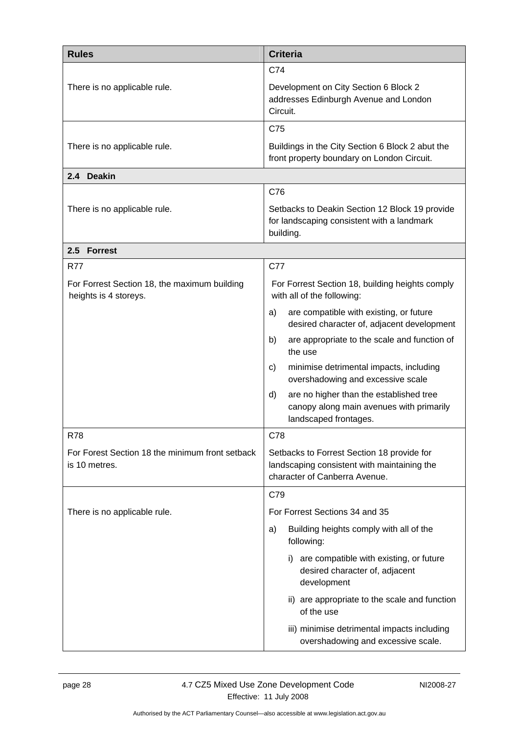| Rules | Criteria |
|---|---|
| There is no applicable rule. | C74<br><br>Development on City Section 6 Block 2 addresses Edinburgh Avenue and London Circuit. |
| There is no applicable rule. | C75<br><br>Buildings in the City Section 6 Block 2 abut the front property boundary on London Circuit. |
| **2.4 Deakin** | |
| There is no applicable rule. | C76<br><br>Setbacks to Deakin Section 12 Block 19 provide for landscaping consistent with a landmark building. |
| **2.5 Forrest** | |
| R77<br><br>For Forrest Section 18, the maximum building heights is 4 storeys. | C77<br><br>For Forrest Section 18, building heights comply with all of the following:<br>a) are compatible with existing, or future desired character of, adjacent development<br>b) are appropriate to the scale and function of the use<br>c) minimise detrimental impacts, including overshadowing and excessive scale<br>d) are no higher than the established tree canopy along main avenues with primarily landscaped frontages. |
| R78<br><br>For Forest Section 18 the minimum front setback is 10 metres. | C78<br><br>Setbacks to Forrest Section 18 provide for landscaping consistent with maintaining the character of Canberra Avenue. |
| There is no applicable rule. | C79<br><br>For Forrest Sections 34 and 35<br>a) Building heights comply with all of the following:<br>i) are compatible with existing, or future desired character of, adjacent development<br>ii) are appropriate to the scale and function of the use<br>iii) minimise detrimental impacts including overshadowing and excessive scale. |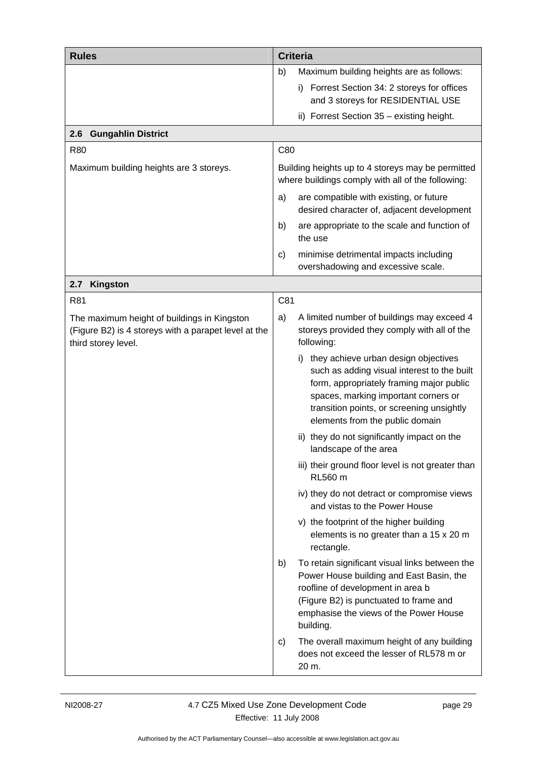| Rules | Criteria |
|---|---|
| | b) Maximum building heights are as follows:<br>i) Forrest Section 34: 2 storeys for offices and 3 storeys for RESIDENTIAL USE<br>ii) Forrest Section 35 – existing height. |
| **2.6 Gungahlin District** | |
| R80 | C80 |
| Maximum building heights are 3 storeys. | Building heights up to 4 storeys may be permitted where buildings comply with all of the following:<br>a) are compatible with existing, or future desired character of, adjacent development<br>b) are appropriate to the scale and function of the use<br>c) minimise detrimental impacts including overshadowing and excessive scale. |
| **2.7 Kingston** | |
| R81 | C81 |
| The maximum height of buildings in Kingston (Figure B2) is 4 storeys with a parapet level at the third storey level. | a) A limited number of buildings may exceed 4 storeys provided they comply with all of the following:<br>i) they achieve urban design objectives such as adding visual interest to the built form, appropriately framing major public spaces, marking important corners or transition points, or screening unsightly elements from the public domain<br>ii) they do not significantly impact on the landscape of the area<br>iii) their ground floor level is not greater than RL560 m<br>iv) they do not detract or compromise views and vistas to the Power House<br>v) the footprint of the higher building elements is no greater than a 15 x 20 m rectangle.<br>b) To retain significant visual links between the Power House building and East Basin, the roofline of development in area b (Figure B2) is punctuated to frame and emphasise the views of the Power House building.<br>c) The overall maximum height of any building does not exceed the lesser of RL578 m or 20 m. |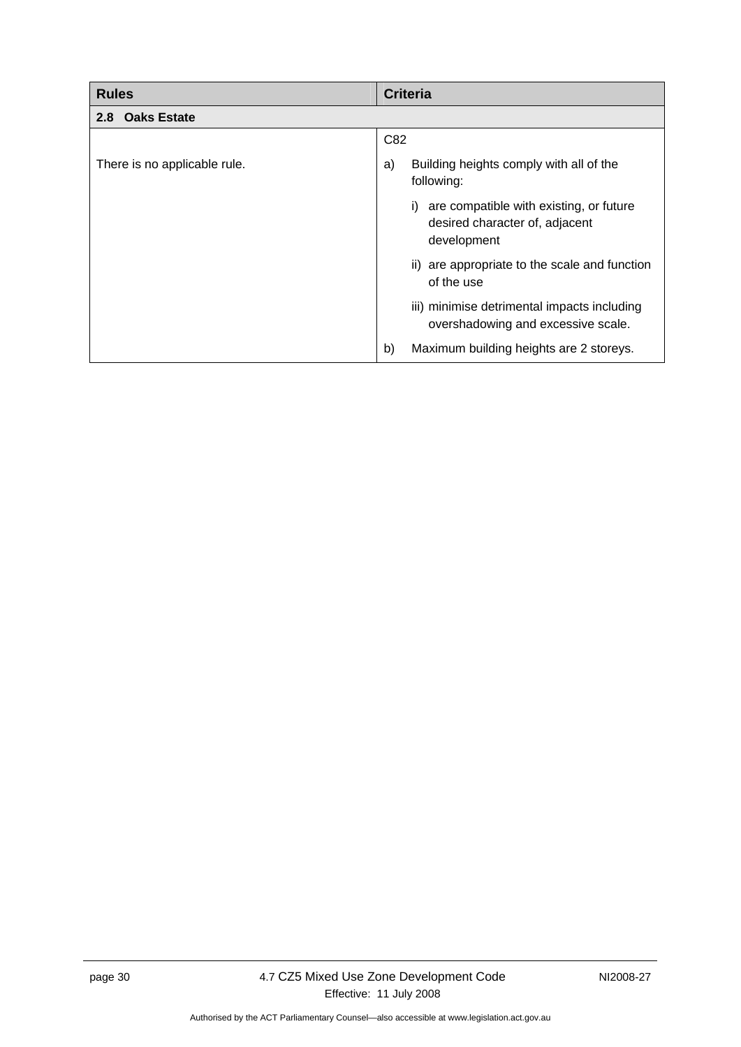| Rules | Criteria |
|---|---|
| **2.8 Oaks Estate** | |
| There is no applicable rule. | C82<br>a) Building heights comply with all of the following:<br>i) are compatible with existing, or future desired character of, adjacent development<br>ii) are appropriate to the scale and function of the use<br>iii) minimise detrimental impacts including overshadowing and excessive scale.<br>b) Maximum building heights are 2 storeys. |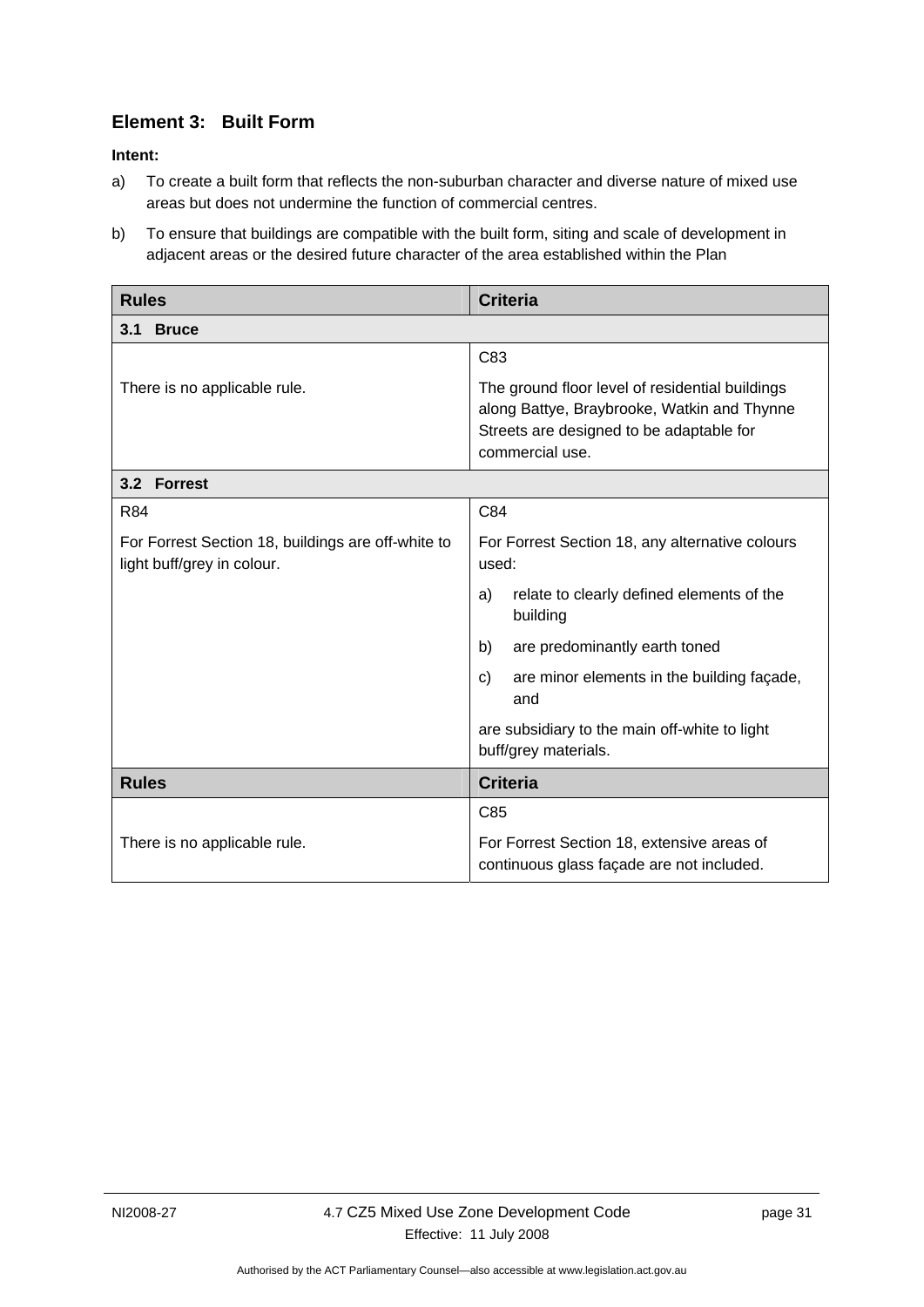## Element 3: Built Form

**Intent:**

a) To create a built form that reflects the non-suburban character and diverse nature of mixed use areas but does not undermine the function of commercial centres.

b) To ensure that buildings are compatible with the built form, siting and scale of development in adjacent areas or the desired future character of the area established within the Plan

| Rules | Criteria |
|---|---|
| **3.1 Bruce** | |
| There is no applicable rule. | C83<br><br>The ground floor level of residential buildings along Battye, Braybrooke, Watkin and Thynne Streets are designed to be adaptable for commercial use. |
| **3.2 Forrest** | |
| R84<br><br>For Forrest Section 18, buildings are off-white to light buff/grey in colour. | C84<br><br>For Forrest Section 18, any alternative colours used:<br><br>a) relate to clearly defined elements of the building<br><br>b) are predominantly earth toned<br><br>c) are minor elements in the building façade, and<br><br>are subsidiary to the main off-white to light buff/grey materials. |
| **Rules** | **Criteria** |
| There is no applicable rule. | C85<br><br>For Forrest Section 18, extensive areas of continuous glass façade are not included. |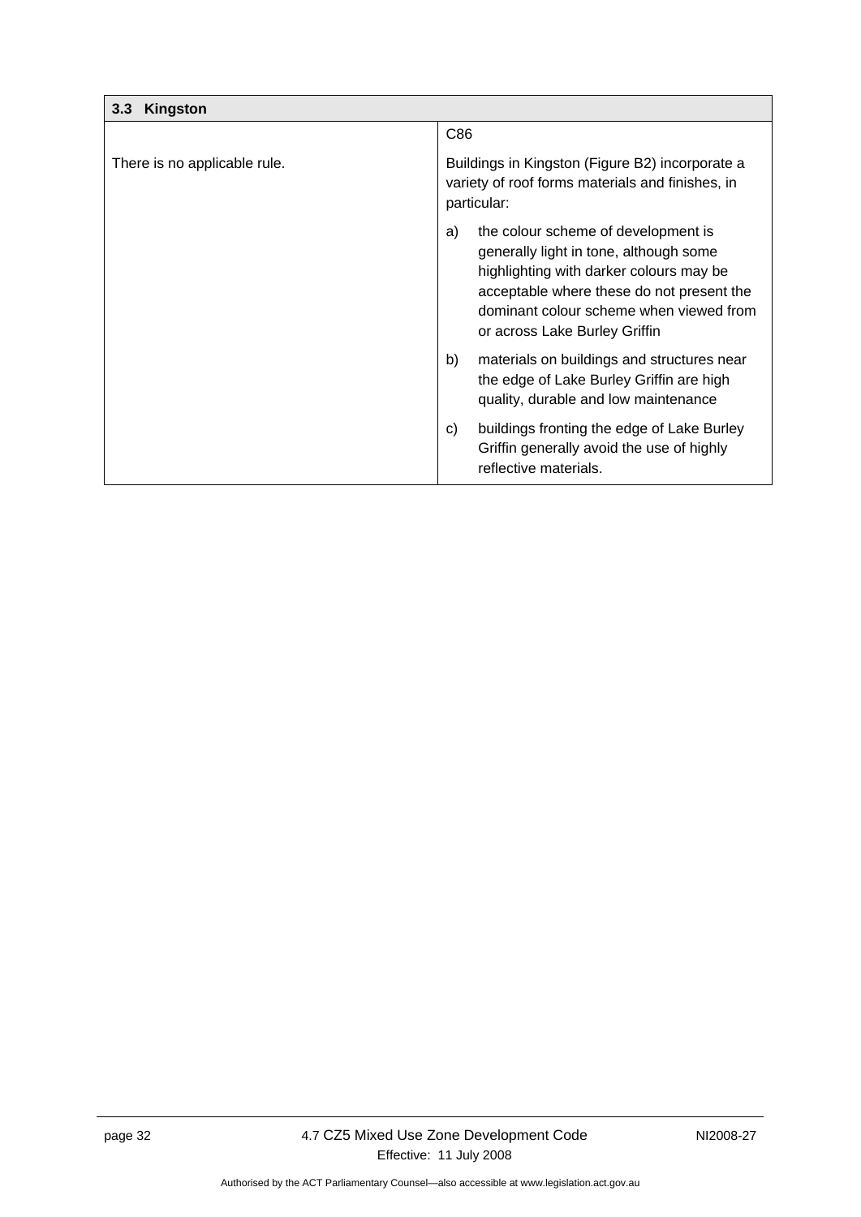| 3.3 Kingston | |
|---|---|
| There is no applicable rule. | C86<br><br>Buildings in Kingston (Figure B2) incorporate a variety of roof forms materials and finishes, in particular:<br><br>a) the colour scheme of development is generally light in tone, although some highlighting with darker colours may be acceptable where these do not present the dominant colour scheme when viewed from or across Lake Burley Griffin<br><br>b) materials on buildings and structures near the edge of Lake Burley Griffin are high quality, durable and low maintenance<br><br>c) buildings fronting the edge of Lake Burley Griffin generally avoid the use of highly reflective materials. |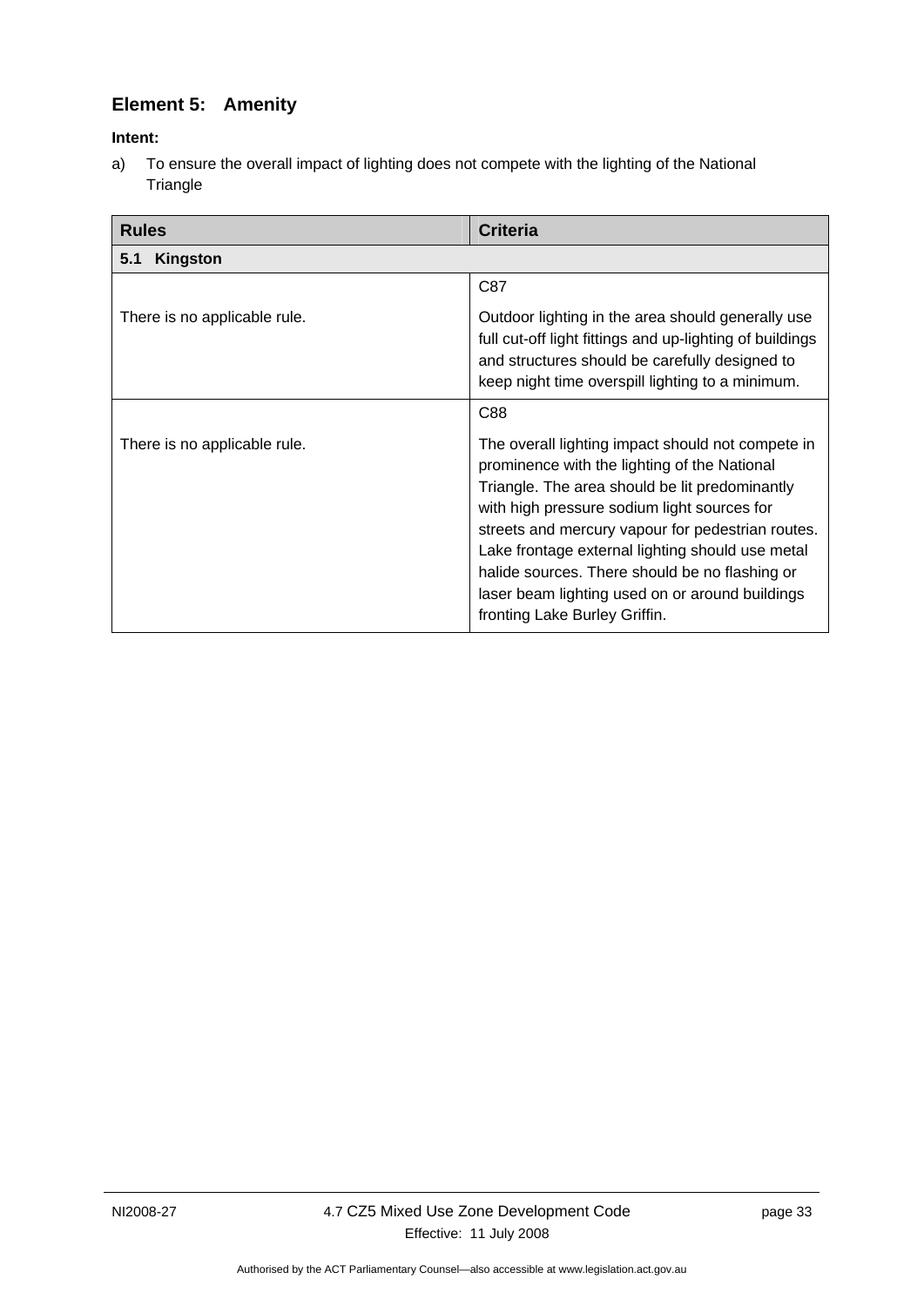## Element 5: Amenity

**Intent:**

a) To ensure the overall impact of lighting does not compete with the lighting of the National Triangle

| Rules | Criteria |
|---|---|
| **5.1 Kingston** | |
| There is no applicable rule. | C87<br><br>Outdoor lighting in the area should generally use full cut-off light fittings and up-lighting of buildings and structures should be carefully designed to keep night time overspill lighting to a minimum. |
| There is no applicable rule. | C88<br><br>The overall lighting impact should not compete in prominence with the lighting of the National Triangle. The area should be lit predominantly with high pressure sodium light sources for streets and mercury vapour for pedestrian routes. Lake frontage external lighting should use metal halide sources. There should be no flashing or laser beam lighting used on or around buildings fronting Lake Burley Griffin. |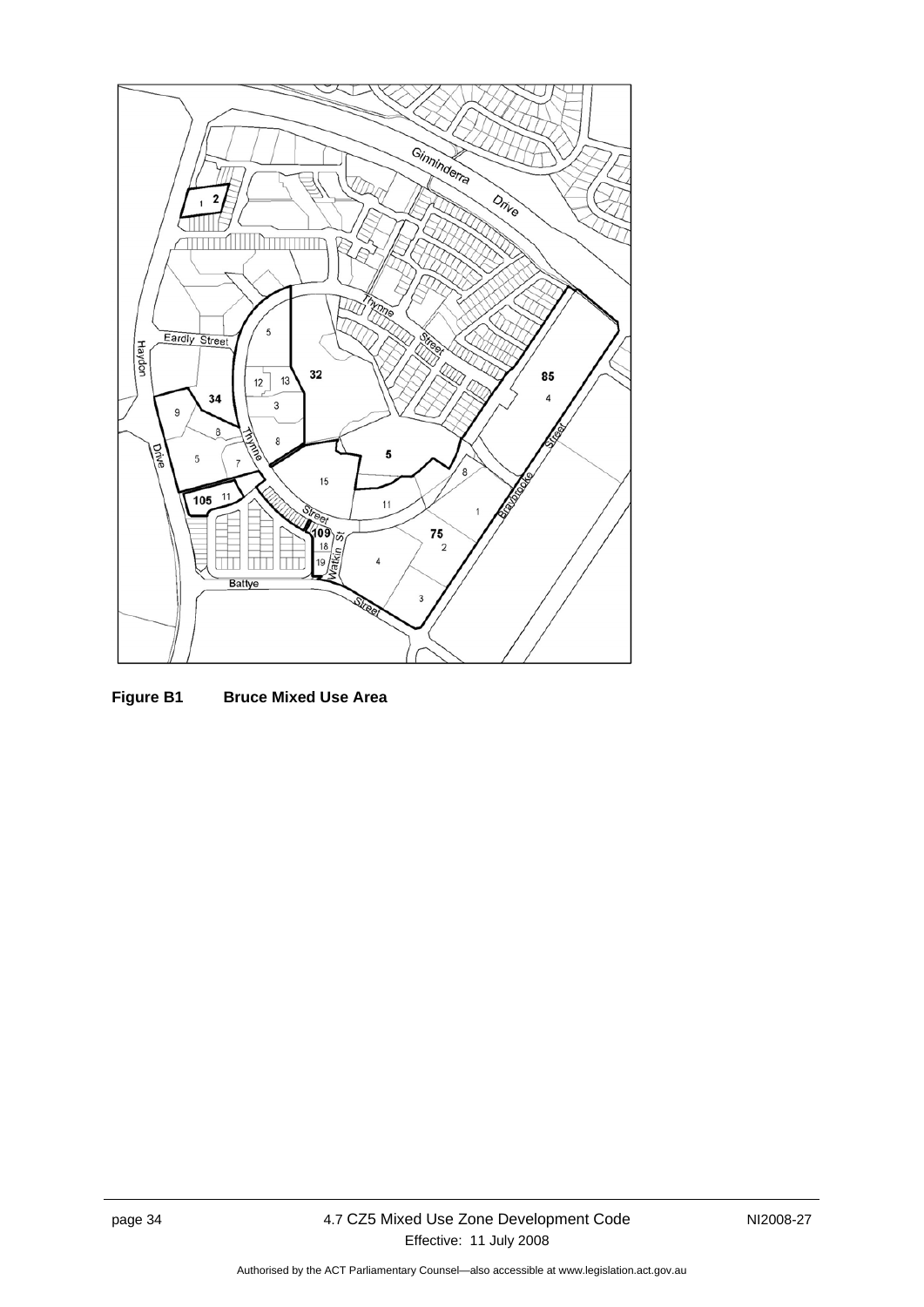**Figure B1 Bruce Mixed Use Area**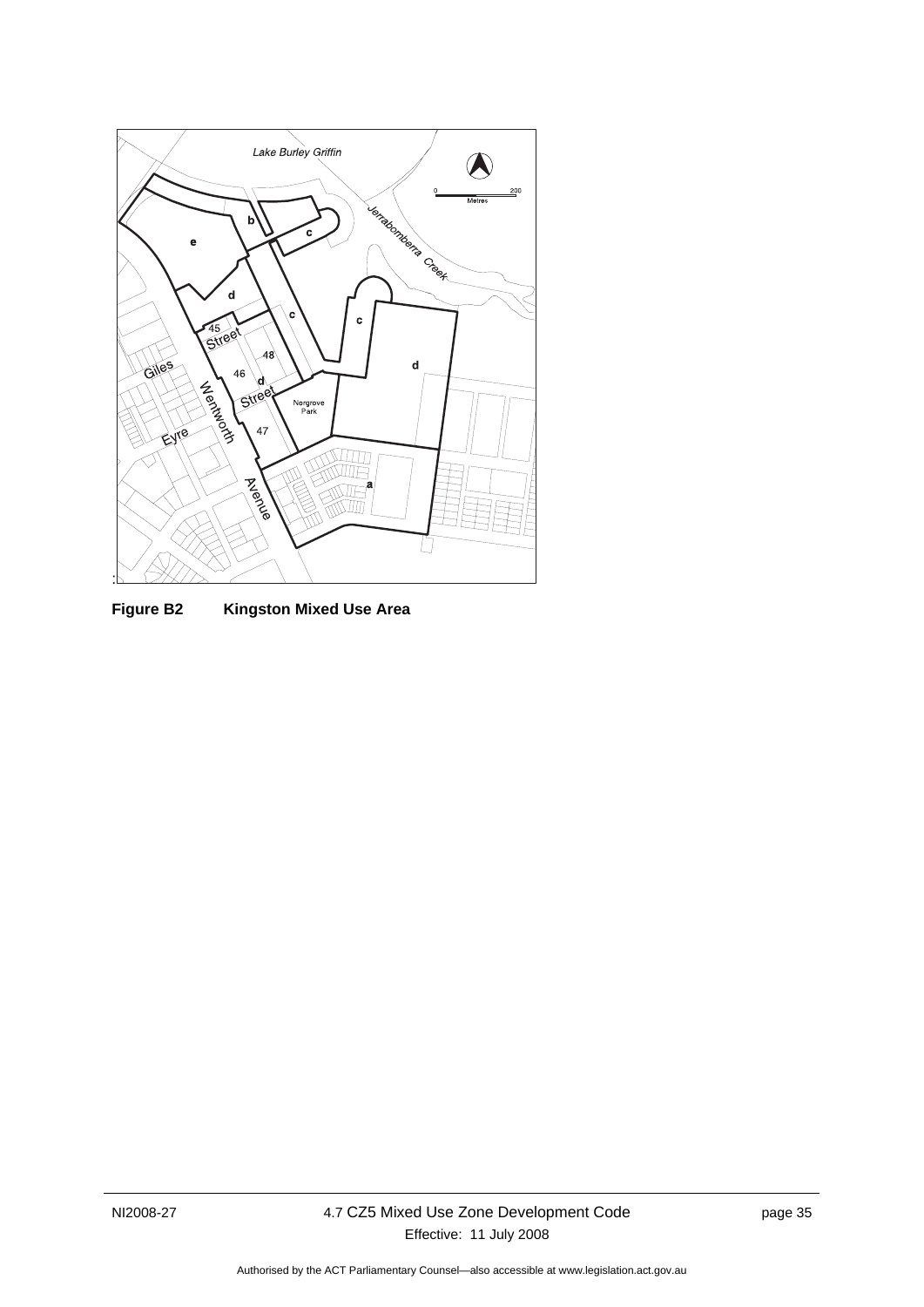Lake Burley Griffin

0 200
Metres

Jerrabomberra Creek

b
c
e
d
c
c
d
45
Street
48
46
d
Giles
Wentworth
Street
Norgrove Park
Eyre
47
a
Avenue

**Figure B2 Kingston Mixed Use Area**